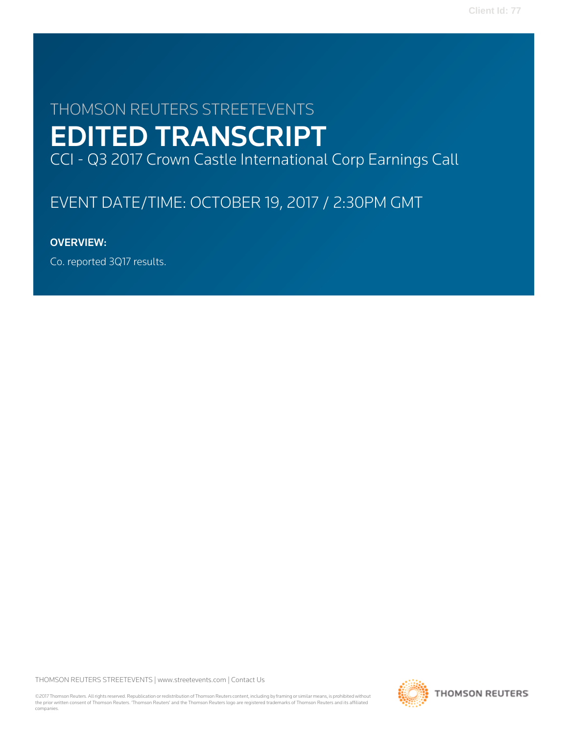THOMSON REUTERS STREETEVENTS

# EDITED TRANSCRIPT

CCI - Q3 2017 Crown Castle International Corp Earnings Call

EVENT DATE/TIME: OCTOBER 19, 2017 / 2:30PM GMT

**OVERVIEW:**

Co. reported 3Q17 results.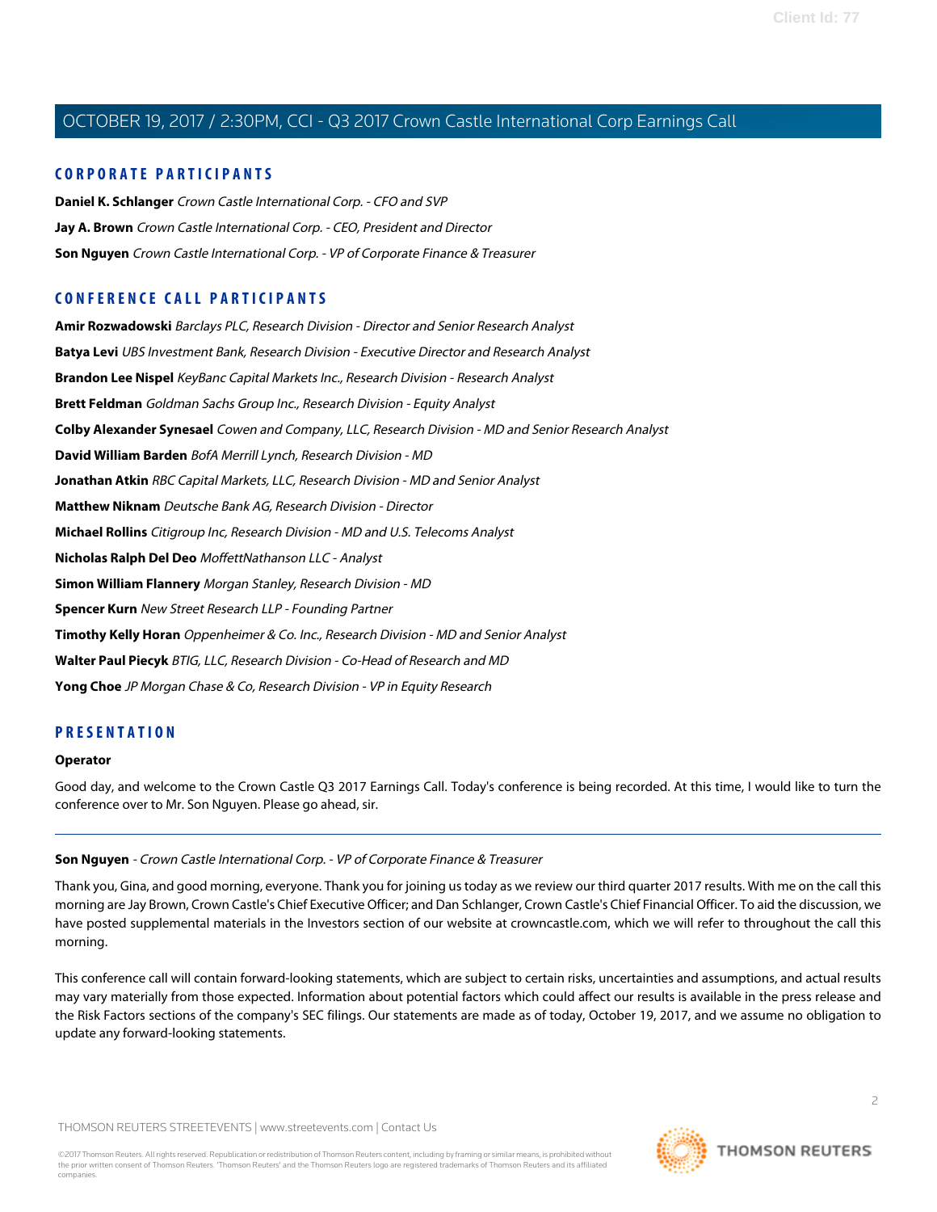## CORPORATE PARTICIPANTS

**Daniel K. Schlanger** *Crown Castle International Corp. - CFO and SVP*

**Jay A. Brown** *Crown Castle International Corp. - CEO, President and Director*

**Son Nguyen** *Crown Castle International Corp. - VP of Corporate Finance & Treasurer*

## CONFERENCE CALL PARTICIPANTS

**Amir Rozwadowski** *Barclays PLC, Research Division - Director and Senior Research Analyst*

**Batya Levi** *UBS Investment Bank, Research Division - Executive Director and Research Analyst*

**Brandon Lee Nispel** *KeyBanc Capital Markets Inc., Research Division - Research Analyst*

**Brett Feldman** *Goldman Sachs Group Inc., Research Division - Equity Analyst*

**Colby Alexander Synesael** *Cowen and Company, LLC, Research Division - MD and Senior Research Analyst*

**David William Barden** *BofA Merrill Lynch, Research Division - MD*

**Jonathan Atkin** *RBC Capital Markets, LLC, Research Division - MD and Senior Analyst*

**Matthew Niknam** *Deutsche Bank AG, Research Division - Director*

**Michael Rollins** *Citigroup Inc, Research Division - MD and U.S. Telecoms Analyst*

**Nicholas Ralph Del Deo** *MoffettNathanson LLC - Analyst*

**Simon William Flannery** *Morgan Stanley, Research Division - MD*

**Spencer Kurn** *New Street Research LLP - Founding Partner*

**Timothy Kelly Horan** *Oppenheimer & Co. Inc., Research Division - MD and Senior Analyst*

**Walter Paul Piecyk** *BTIG, LLC, Research Division - Co-Head of Research and MD*

**Yong Choe** *JP Morgan Chase & Co, Research Division - VP in Equity Research*

## PRESENTATION

**Operator**

Good day, and welcome to the Crown Castle Q3 2017 Earnings Call. Today's conference is being recorded. At this time, I would like to turn the conference over to Mr. Son Nguyen. Please go ahead, sir.

---

**Son Nguyen** - *Crown Castle International Corp. - VP of Corporate Finance & Treasurer*

Thank you, Gina, and good morning, everyone. Thank you for joining us today as we review our third quarter 2017 results. With me on the call this morning are Jay Brown, Crown Castle's Chief Executive Officer; and Dan Schlanger, Crown Castle's Chief Financial Officer. To aid the discussion, we have posted supplemental materials in the Investors section of our website at crowncastle.com, which we will refer to throughout the call this morning.

This conference call will contain forward-looking statements, which are subject to certain risks, uncertainties and assumptions, and actual results may vary materially from those expected. Information about potential factors which could affect our results is available in the press release and the Risk Factors sections of the company's SEC filings. Our statements are made as of today, October 19, 2017, and we assume no obligation to update any forward-looking statements.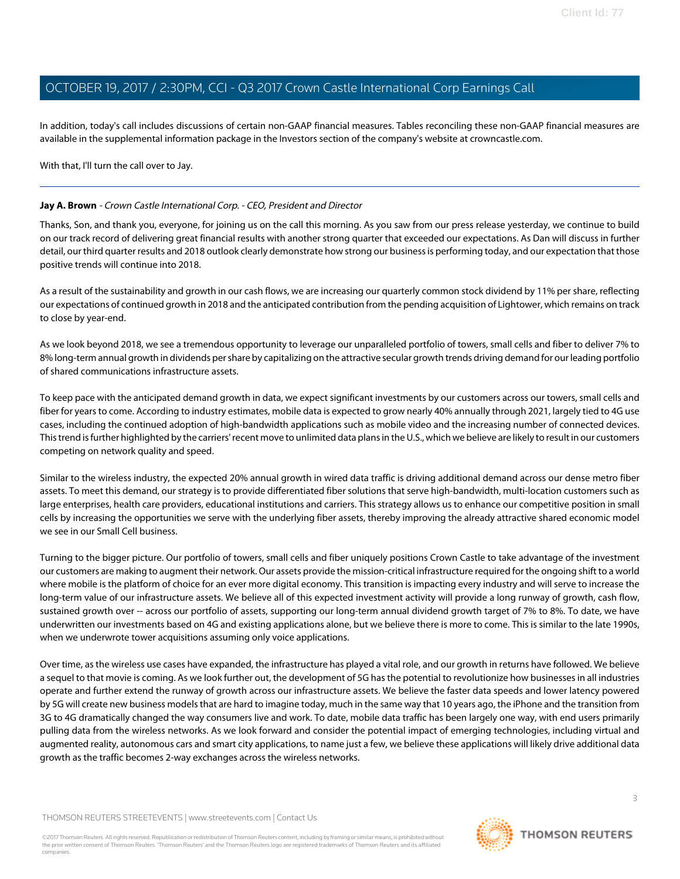In addition, today's call includes discussions of certain non-GAAP financial measures. Tables reconciling these non-GAAP financial measures are available in the supplemental information package in the Investors section of the company's website at crowncastle.com.

With that, I'll turn the call over to Jay.

---

**Jay A. Brown** - *Crown Castle International Corp. - CEO, President and Director*

Thanks, Son, and thank you, everyone, for joining us on the call this morning. As you saw from our press release yesterday, we continue to build on our track record of delivering great financial results with another strong quarter that exceeded our expectations. As Dan will discuss in further detail, our third quarter results and 2018 outlook clearly demonstrate how strong our business is performing today, and our expectation that those positive trends will continue into 2018.

As a result of the sustainability and growth in our cash flows, we are increasing our quarterly common stock dividend by 11% per share, reflecting our expectations of continued growth in 2018 and the anticipated contribution from the pending acquisition of Lightower, which remains on track to close by year-end.

As we look beyond 2018, we see a tremendous opportunity to leverage our unparalleled portfolio of towers, small cells and fiber to deliver 7% to 8% long-term annual growth in dividends per share by capitalizing on the attractive secular growth trends driving demand for our leading portfolio of shared communications infrastructure assets.

To keep pace with the anticipated demand growth in data, we expect significant investments by our customers across our towers, small cells and fiber for years to come. According to industry estimates, mobile data is expected to grow nearly 40% annually through 2021, largely tied to 4G use cases, including the continued adoption of high-bandwidth applications such as mobile video and the increasing number of connected devices. This trend is further highlighted by the carriers' recent move to unlimited data plans in the U.S., which we believe are likely to result in our customers competing on network quality and speed.

Similar to the wireless industry, the expected 20% annual growth in wired data traffic is driving additional demand across our dense metro fiber assets. To meet this demand, our strategy is to provide differentiated fiber solutions that serve high-bandwidth, multi-location customers such as large enterprises, health care providers, educational institutions and carriers. This strategy allows us to enhance our competitive position in small cells by increasing the opportunities we serve with the underlying fiber assets, thereby improving the already attractive shared economic model we see in our Small Cell business.

Turning to the bigger picture. Our portfolio of towers, small cells and fiber uniquely positions Crown Castle to take advantage of the investment our customers are making to augment their network. Our assets provide the mission-critical infrastructure required for the ongoing shift to a world where mobile is the platform of choice for an ever more digital economy. This transition is impacting every industry and will serve to increase the long-term value of our infrastructure assets. We believe all of this expected investment activity will provide a long runway of growth, cash flow, sustained growth over -- across our portfolio of assets, supporting our long-term annual dividend growth target of 7% to 8%. To date, we have underwritten our investments based on 4G and existing applications alone, but we believe there is more to come. This is similar to the late 1990s, when we underwrote tower acquisitions assuming only voice applications.

Over time, as the wireless use cases have expanded, the infrastructure has played a vital role, and our growth in returns have followed. We believe a sequel to that movie is coming. As we look further out, the development of 5G has the potential to revolutionize how businesses in all industries operate and further extend the runway of growth across our infrastructure assets. We believe the faster data speeds and lower latency powered by 5G will create new business models that are hard to imagine today, much in the same way that 10 years ago, the iPhone and the transition from 3G to 4G dramatically changed the way consumers live and work. To date, mobile data traffic has been largely one way, with end users primarily pulling data from the wireless networks. As we look forward and consider the potential impact of emerging technologies, including virtual and augmented reality, autonomous cars and smart city applications, to name just a few, we believe these applications will likely drive additional data growth as the traffic becomes 2-way exchanges across the wireless networks.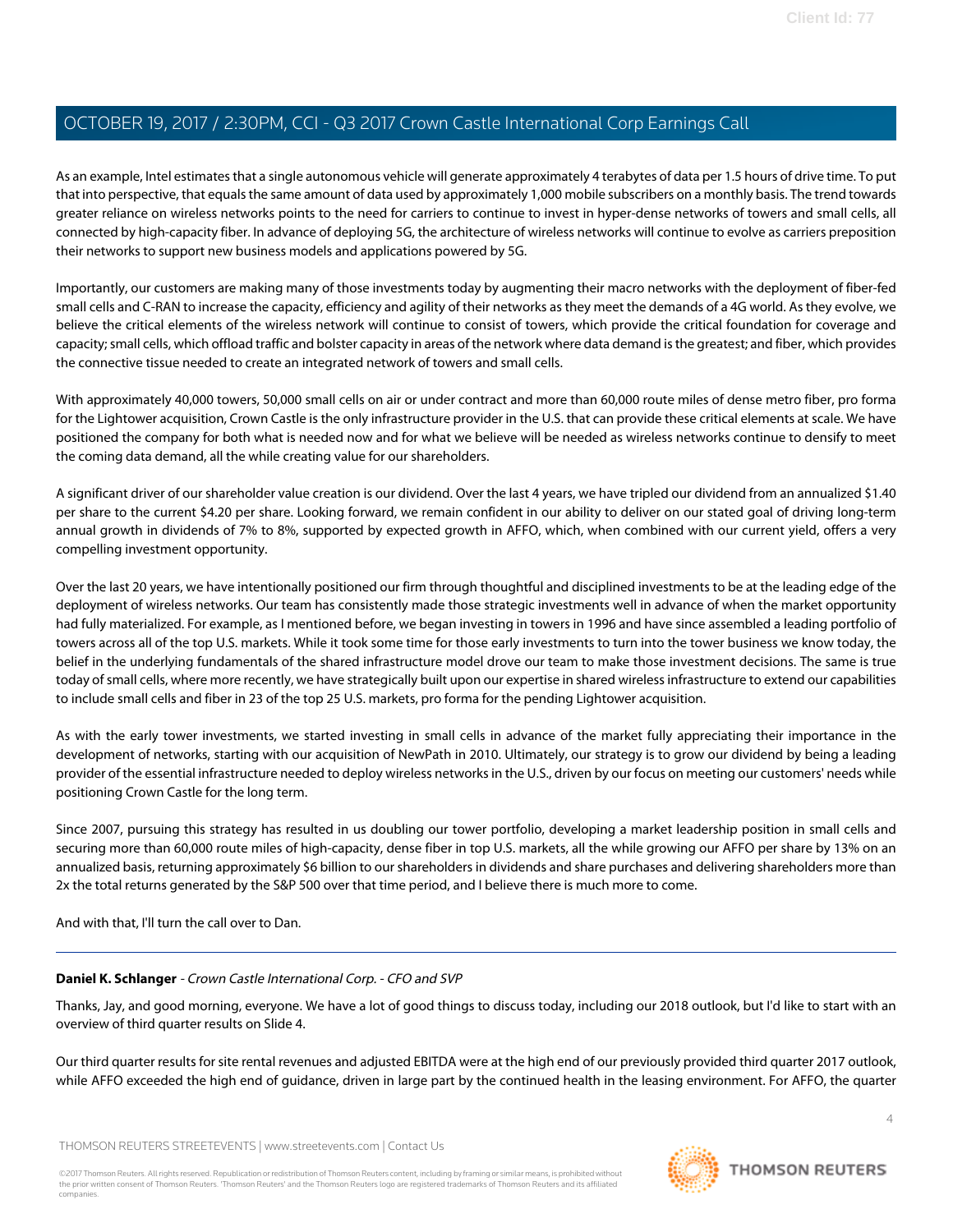As an example, Intel estimates that a single autonomous vehicle will generate approximately 4 terabytes of data per 1.5 hours of drive time. To put that into perspective, that equals the same amount of data used by approximately 1,000 mobile subscribers on a monthly basis. The trend towards greater reliance on wireless networks points to the need for carriers to continue to invest in hyper-dense networks of towers and small cells, all connected by high-capacity fiber. In advance of deploying 5G, the architecture of wireless networks will continue to evolve as carriers preposition their networks to support new business models and applications powered by 5G.

Importantly, our customers are making many of those investments today by augmenting their macro networks with the deployment of fiber-fed small cells and C-RAN to increase the capacity, efficiency and agility of their networks as they meet the demands of a 4G world. As they evolve, we believe the critical elements of the wireless network will continue to consist of towers, which provide the critical foundation for coverage and capacity; small cells, which offload traffic and bolster capacity in areas of the network where data demand is the greatest; and fiber, which provides the connective tissue needed to create an integrated network of towers and small cells.

With approximately 40,000 towers, 50,000 small cells on air or under contract and more than 60,000 route miles of dense metro fiber, pro forma for the Lightower acquisition, Crown Castle is the only infrastructure provider in the U.S. that can provide these critical elements at scale. We have positioned the company for both what is needed now and for what we believe will be needed as wireless networks continue to densify to meet the coming data demand, all the while creating value for our shareholders.

A significant driver of our shareholder value creation is our dividend. Over the last 4 years, we have tripled our dividend from an annualized $1.40 per share to the current $4.20 per share. Looking forward, we remain confident in our ability to deliver on our stated goal of driving long-term annual growth in dividends of 7% to 8%, supported by expected growth in AFFO, which, when combined with our current yield, offers a very compelling investment opportunity.

Over the last 20 years, we have intentionally positioned our firm through thoughtful and disciplined investments to be at the leading edge of the deployment of wireless networks. Our team has consistently made those strategic investments well in advance of when the market opportunity had fully materialized. For example, as I mentioned before, we began investing in towers in 1996 and have since assembled a leading portfolio of towers across all of the top U.S. markets. While it took some time for those early investments to turn into the tower business we know today, the belief in the underlying fundamentals of the shared infrastructure model drove our team to make those investment decisions. The same is true today of small cells, where more recently, we have strategically built upon our expertise in shared wireless infrastructure to extend our capabilities to include small cells and fiber in 23 of the top 25 U.S. markets, pro forma for the pending Lightower acquisition.

As with the early tower investments, we started investing in small cells in advance of the market fully appreciating their importance in the development of networks, starting with our acquisition of NewPath in 2010. Ultimately, our strategy is to grow our dividend by being a leading provider of the essential infrastructure needed to deploy wireless networks in the U.S., driven by our focus on meeting our customers' needs while positioning Crown Castle for the long term.

Since 2007, pursuing this strategy has resulted in us doubling our tower portfolio, developing a market leadership position in small cells and securing more than 60,000 route miles of high-capacity, dense fiber in top U.S. markets, all the while growing our AFFO per share by 13% on an annualized basis, returning approximately $6 billion to our shareholders in dividends and share purchases and delivering shareholders more than 2x the total returns generated by the S&P 500 over that time period, and I believe there is much more to come.

And with that, I'll turn the call over to Dan.

---

**Daniel K. Schlanger** - *Crown Castle International Corp. - CFO and SVP*

Thanks, Jay, and good morning, everyone. We have a lot of good things to discuss today, including our 2018 outlook, but I'd like to start with an overview of third quarter results on Slide 4.

Our third quarter results for site rental revenues and adjusted EBITDA were at the high end of our previously provided third quarter 2017 outlook, while AFFO exceeded the high end of guidance, driven in large part by the continued health in the leasing environment. For AFFO, the quarter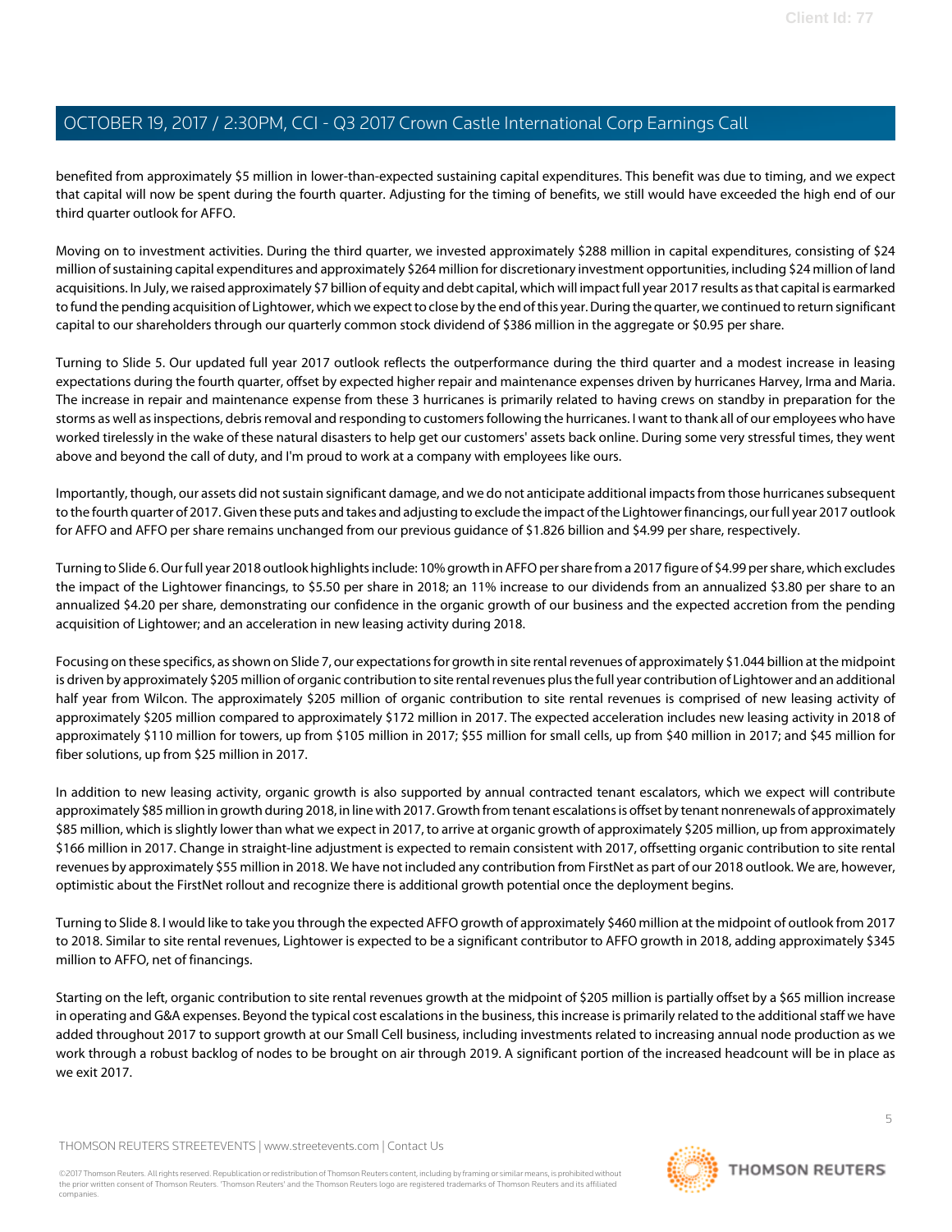benefited from approximately $5 million in lower-than-expected sustaining capital expenditures. This benefit was due to timing, and we expect that capital will now be spent during the fourth quarter. Adjusting for the timing of benefits, we still would have exceeded the high end of our third quarter outlook for AFFO.

Moving on to investment activities. During the third quarter, we invested approximately $288 million in capital expenditures, consisting of $24 million of sustaining capital expenditures and approximately $264 million for discretionary investment opportunities, including $24 million of land acquisitions. In July, we raised approximately $7 billion of equity and debt capital, which will impact full year 2017 results as that capital is earmarked to fund the pending acquisition of Lightower, which we expect to close by the end of this year. During the quarter, we continued to return significant capital to our shareholders through our quarterly common stock dividend of $386 million in the aggregate or $0.95 per share.

Turning to Slide 5. Our updated full year 2017 outlook reflects the outperformance during the third quarter and a modest increase in leasing expectations during the fourth quarter, offset by expected higher repair and maintenance expenses driven by hurricanes Harvey, Irma and Maria. The increase in repair and maintenance expense from these 3 hurricanes is primarily related to having crews on standby in preparation for the storms as well as inspections, debris removal and responding to customers following the hurricanes. I want to thank all of our employees who have worked tirelessly in the wake of these natural disasters to help get our customers' assets back online. During some very stressful times, they went above and beyond the call of duty, and I'm proud to work at a company with employees like ours.

Importantly, though, our assets did not sustain significant damage, and we do not anticipate additional impacts from those hurricanes subsequent to the fourth quarter of 2017. Given these puts and takes and adjusting to exclude the impact of the Lightower financings, our full year 2017 outlook for AFFO and AFFO per share remains unchanged from our previous guidance of $1.826 billion and $4.99 per share, respectively.

Turning to Slide 6. Our full year 2018 outlook highlights include: 10% growth in AFFO per share from a 2017 figure of $4.99 per share, which excludes the impact of the Lightower financings, to $5.50 per share in 2018; an 11% increase to our dividends from an annualized $3.80 per share to an annualized $4.20 per share, demonstrating our confidence in the organic growth of our business and the expected accretion from the pending acquisition of Lightower; and an acceleration in new leasing activity during 2018.

Focusing on these specifics, as shown on Slide 7, our expectations for growth in site rental revenues of approximately $1.044 billion at the midpoint is driven by approximately $205 million of organic contribution to site rental revenues plus the full year contribution of Lightower and an additional half year from Wilcon. The approximately $205 million of organic contribution to site rental revenues is comprised of new leasing activity of approximately $205 million compared to approximately $172 million in 2017. The expected acceleration includes new leasing activity in 2018 of approximately $110 million for towers, up from $105 million in 2017; $55 million for small cells, up from $40 million in 2017; and $45 million for fiber solutions, up from $25 million in 2017.

In addition to new leasing activity, organic growth is also supported by annual contracted tenant escalators, which we expect will contribute approximately $85 million in growth during 2018, in line with 2017. Growth from tenant escalations is offset by tenant nonrenewals of approximately $85 million, which is slightly lower than what we expect in 2017, to arrive at organic growth of approximately $205 million, up from approximately $166 million in 2017. Change in straight-line adjustment is expected to remain consistent with 2017, offsetting organic contribution to site rental revenues by approximately $55 million in 2018. We have not included any contribution from FirstNet as part of our 2018 outlook. We are, however, optimistic about the FirstNet rollout and recognize there is additional growth potential once the deployment begins.

Turning to Slide 8. I would like to take you through the expected AFFO growth of approximately $460 million at the midpoint of outlook from 2017 to 2018. Similar to site rental revenues, Lightower is expected to be a significant contributor to AFFO growth in 2018, adding approximately $345 million to AFFO, net of financings.

Starting on the left, organic contribution to site rental revenues growth at the midpoint of $205 million is partially offset by a $65 million increase in operating and G&A expenses. Beyond the typical cost escalations in the business, this increase is primarily related to the additional staff we have added throughout 2017 to support growth at our Small Cell business, including investments related to increasing annual node production as we work through a robust backlog of nodes to be brought on air through 2019. A significant portion of the increased headcount will be in place as we exit 2017.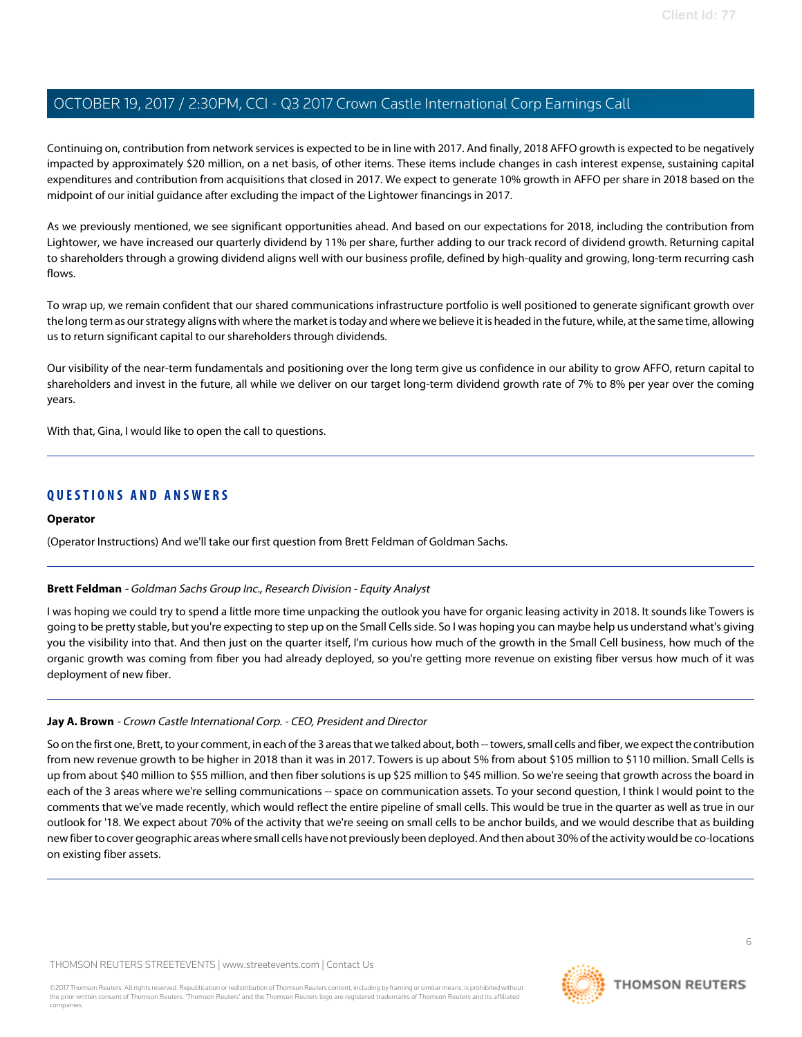Continuing on, contribution from network services is expected to be in line with 2017. And finally, 2018 AFFO growth is expected to be negatively impacted by approximately $20 million, on a net basis, of other items. These items include changes in cash interest expense, sustaining capital expenditures and contribution from acquisitions that closed in 2017. We expect to generate 10% growth in AFFO per share in 2018 based on the midpoint of our initial guidance after excluding the impact of the Lightower financings in 2017.

As we previously mentioned, we see significant opportunities ahead. And based on our expectations for 2018, including the contribution from Lightower, we have increased our quarterly dividend by 11% per share, further adding to our track record of dividend growth. Returning capital to shareholders through a growing dividend aligns well with our business profile, defined by high-quality and growing, long-term recurring cash flows.

To wrap up, we remain confident that our shared communications infrastructure portfolio is well positioned to generate significant growth over the long term as our strategy aligns with where the market is today and where we believe it is headed in the future, while, at the same time, allowing us to return significant capital to our shareholders through dividends.

Our visibility of the near-term fundamentals and positioning over the long term give us confidence in our ability to grow AFFO, return capital to shareholders and invest in the future, all while we deliver on our target long-term dividend growth rate of 7% to 8% per year over the coming years.

With that, Gina, I would like to open the call to questions.

## QUESTIONS AND ANSWERS

**Operator**

(Operator Instructions) And we'll take our first question from Brett Feldman of Goldman Sachs.

**Brett Feldman** - *Goldman Sachs Group Inc., Research Division - Equity Analyst*

I was hoping we could try to spend a little more time unpacking the outlook you have for organic leasing activity in 2018. It sounds like Towers is going to be pretty stable, but you're expecting to step up on the Small Cells side. So I was hoping you can maybe help us understand what's giving you the visibility into that. And then just on the quarter itself, I'm curious how much of the growth in the Small Cell business, how much of the organic growth was coming from fiber you had already deployed, so you're getting more revenue on existing fiber versus how much of it was deployment of new fiber.

**Jay A. Brown** - *Crown Castle International Corp. - CEO, President and Director*

So on the first one, Brett, to your comment, in each of the 3 areas that we talked about, both -- towers, small cells and fiber, we expect the contribution from new revenue growth to be higher in 2018 than it was in 2017. Towers is up about 5% from about $105 million to $110 million. Small Cells is up from about $40 million to $55 million, and then fiber solutions is up $25 million to $45 million. So we're seeing that growth across the board in each of the 3 areas where we're selling communications -- space on communication assets. To your second question, I think I would point to the comments that we've made recently, which would reflect the entire pipeline of small cells. This would be true in the quarter as well as true in our outlook for '18. We expect about 70% of the activity that we're seeing on small cells to be anchor builds, and we would describe that as building new fiber to cover geographic areas where small cells have not previously been deployed. And then about 30% of the activity would be co-locations on existing fiber assets.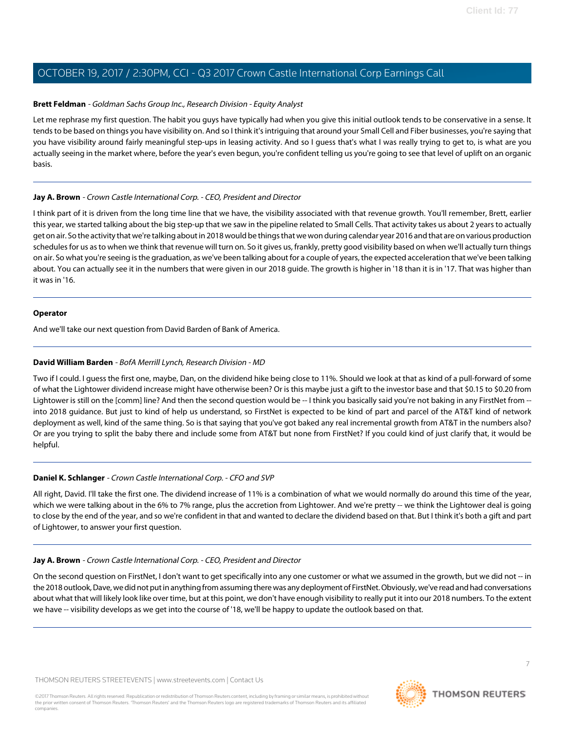**Brett Feldman** - *Goldman Sachs Group Inc., Research Division - Equity Analyst*

Let me rephrase my first question. The habit you guys have typically had when you give this initial outlook tends to be conservative in a sense. It tends to be based on things you have visibility on. And so I think it's intriguing that around your Small Cell and Fiber businesses, you're saying that you have visibility around fairly meaningful step-ups in leasing activity. And so I guess that's what I was really trying to get to, is what are you actually seeing in the market where, before the year's even begun, you're confident telling us you're going to see that level of uplift on an organic basis.

---

**Jay A. Brown** - *Crown Castle International Corp. - CEO, President and Director*

I think part of it is driven from the long time line that we have, the visibility associated with that revenue growth. You'll remember, Brett, earlier this year, we started talking about the big step-up that we saw in the pipeline related to Small Cells. That activity takes us about 2 years to actually get on air. So the activity that we're talking about in 2018 would be things that we won during calendar year 2016 and that are on various production schedules for us as to when we think that revenue will turn on. So it gives us, frankly, pretty good visibility based on when we'll actually turn things on air. So what you're seeing is the graduation, as we've been talking about for a couple of years, the expected acceleration that we've been talking about. You can actually see it in the numbers that were given in our 2018 guide. The growth is higher in '18 than it is in '17. That was higher than it was in '16.

---

**Operator**

And we'll take our next question from David Barden of Bank of America.

---

**David William Barden** - *BofA Merrill Lynch, Research Division - MD*

Two if I could. I guess the first one, maybe, Dan, on the dividend hike being close to 11%. Should we look at that as kind of a pull-forward of some of what the Lightower dividend increase might have otherwise been? Or is this maybe just a gift to the investor base and that $0.15 to $0.20 from Lightower is still on the [comm] line? And then the second question would be -- I think you basically said you're not baking in any FirstNet from -- into 2018 guidance. But just to kind of help us understand, so FirstNet is expected to be kind of part and parcel of the AT&T kind of network deployment as well, kind of the same thing. So is that saying that you've got baked any real incremental growth from AT&T in the numbers also? Or are you trying to split the baby there and include some from AT&T but none from FirstNet? If you could kind of just clarify that, it would be helpful.

---

**Daniel K. Schlanger** - *Crown Castle International Corp. - CFO and SVP*

All right, David. I'll take the first one. The dividend increase of 11% is a combination of what we would normally do around this time of the year, which we were talking about in the 6% to 7% range, plus the accretion from Lightower. And we're pretty -- we think the Lightower deal is going to close by the end of the year, and so we're confident in that and wanted to declare the dividend based on that. But I think it's both a gift and part of Lightower, to answer your first question.

---

**Jay A. Brown** - *Crown Castle International Corp. - CEO, President and Director*

On the second question on FirstNet, I don't want to get specifically into any one customer or what we assumed in the growth, but we did not -- in the 2018 outlook, Dave, we did not put in anything from assuming there was any deployment of FirstNet. Obviously, we've read and had conversations about what that will likely look like over time, but at this point, we don't have enough visibility to really put it into our 2018 numbers. To the extent we have -- visibility develops as we get into the course of '18, we'll be happy to update the outlook based on that.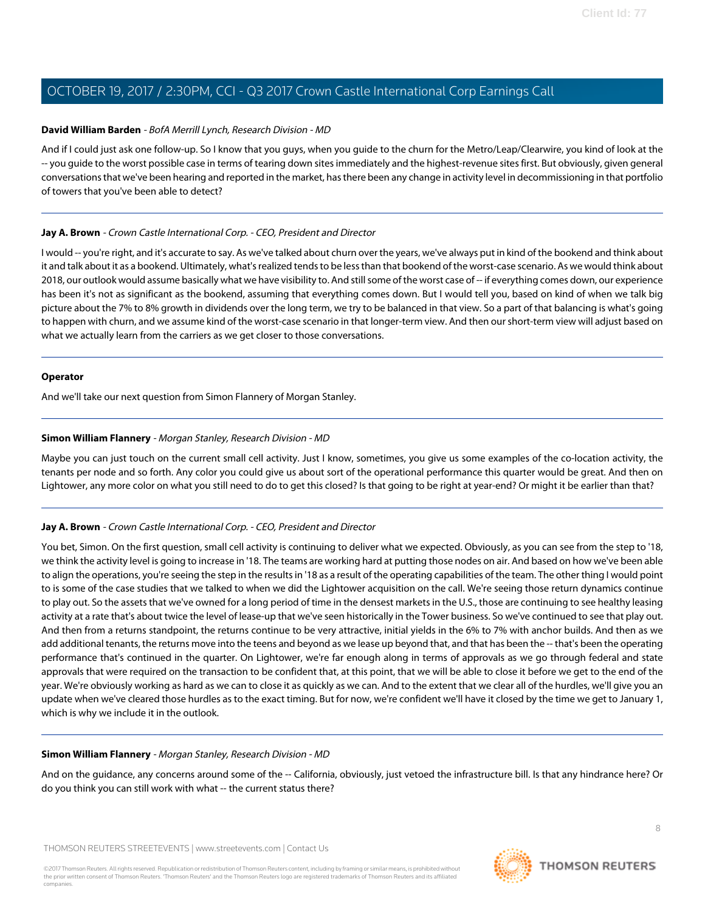**David William Barden** - *BofA Merrill Lynch, Research Division - MD*

And if I could just ask one follow-up. So I know that you guys, when you guide to the churn for the Metro/Leap/Clearwire, you kind of look at the -- you guide to the worst possible case in terms of tearing down sites immediately and the highest-revenue sites first. But obviously, given general conversations that we've been hearing and reported in the market, has there been any change in activity level in decommissioning in that portfolio of towers that you've been able to detect?

---

**Jay A. Brown** - *Crown Castle International Corp. - CEO, President and Director*

I would -- you're right, and it's accurate to say. As we've talked about churn over the years, we've always put in kind of the bookend and think about it and talk about it as a bookend. Ultimately, what's realized tends to be less than that bookend of the worst-case scenario. As we would think about 2018, our outlook would assume basically what we have visibility to. And still some of the worst case of -- if everything comes down, our experience has been it's not as significant as the bookend, assuming that everything comes down. But I would tell you, based on kind of of when we talk big picture about the 7% to 8% growth in dividends over the long term, we try to be balanced in that view. So a part of that balancing is what's going to happen with churn, and we assume kind of the worst-case scenario in that longer-term view. And then our short-term view will adjust based on what we actually learn from the carriers as we get closer to those conversations.

---

**Operator**

And we'll take our next question from Simon Flannery of Morgan Stanley.

---

**Simon William Flannery** - *Morgan Stanley, Research Division - MD*

Maybe you can just touch on the current small cell activity. Just I know, sometimes, you give us some examples of the co-location activity, the tenants per node and so forth. Any color you could give us about sort of the operational performance this quarter would be great. And then on Lightower, any more color on what you still need to do to get this closed? Is that going to be right at year-end? Or might it be earlier than that?

---

**Jay A. Brown** - *Crown Castle International Corp. - CEO, President and Director*

You bet, Simon. On the first question, small cell activity is continuing to deliver what we expected. Obviously, as you can see from the step to '18, we think the activity level is going to increase in '18. The teams are working hard at putting those nodes on air. And based on how we've been able to align the operations, you're seeing the step in the results in '18 as a result of the operating capabilities of the team. The other thing I would point to is some of the case studies that we talked to when we did the Lightower acquisition on the call. We're seeing those return dynamics continue to play out. So the assets that we've owned for a long period of time in the densest markets in the U.S., those are continuing to see healthy leasing activity at a rate that's about twice the level of lease-up that we've seen historically in the Tower business. So we've continued to see that play out. And then from a returns standpoint, the returns continue to be very attractive, initial yields in the 6% to 7% with anchor builds. And then as we add additional tenants, the returns move into the teens and beyond as we lease up beyond that, and that has been the -- that's been the operating performance that's continued in the quarter. On Lightower, we're far enough along in terms of approvals as we go through federal and state approvals that were required on the transaction to be confident that, at this point, that we will be able to close it before we get to the end of the year. We're obviously working as hard as we can to close it as quickly as we can. And to the extent that we clear all of the hurdles, we'll give you an update when we've cleared those hurdles as to the exact timing. But for now, we're confident we'll have it closed by the time we get to January 1, which is why we include it in the outlook.

---

**Simon William Flannery** - *Morgan Stanley, Research Division - MD*

And on the guidance, any concerns around some of the -- California, obviously, just vetoed the infrastructure bill. Is that any hindrance here? Or do you think you can still work with what -- the current status there?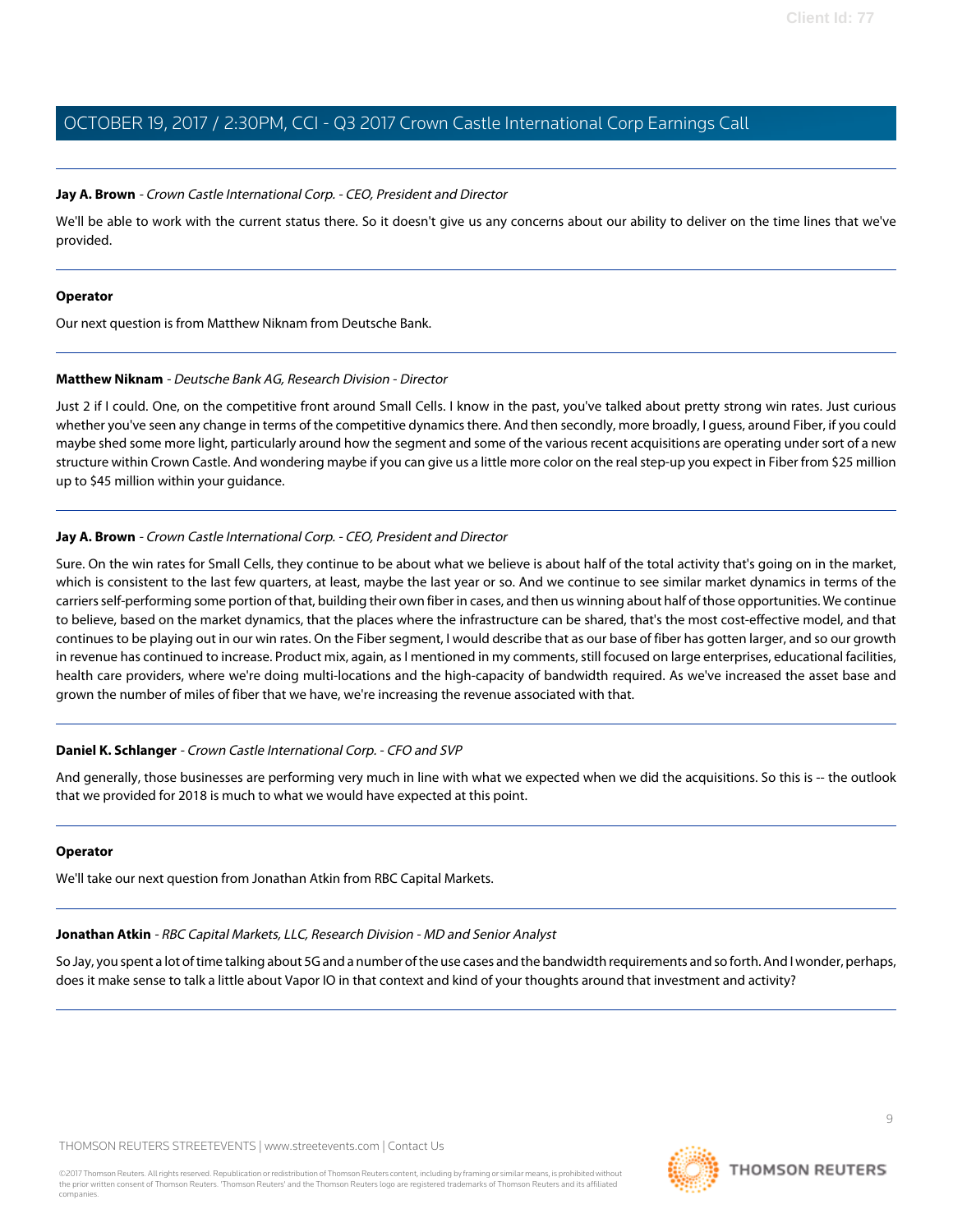**Jay A. Brown** - *Crown Castle International Corp. - CEO, President and Director*

We'll be able to work with the current status there. So it doesn't give us any concerns about our ability to deliver on the time lines that we've provided.

---

**Operator**

Our next question is from Matthew Niknam from Deutsche Bank.

---

**Matthew Niknam** - *Deutsche Bank AG, Research Division - Director*

Just 2 if I could. One, on the competitive front around Small Cells. I know in the past, you've talked about pretty strong win rates. Just curious whether you've seen any change in terms of the competitive dynamics there. And then secondly, more broadly, I guess, around Fiber, if you could maybe shed some more light, particularly around how the segment and some of the various recent acquisitions are operating under sort of a new structure within Crown Castle. And wondering maybe if you can give us a little more color on the real step-up you expect in Fiber from $25 million up to $45 million within your guidance.

---

**Jay A. Brown** - *Crown Castle International Corp. - CEO, President and Director*

Sure. On the win rates for Small Cells, they continue to be about what we believe is about half of the total activity that's going on in the market, which is consistent to the last few quarters, at least, maybe the last year or so. And we continue to see similar market dynamics in terms of the carriers self-performing some portion of that, building their own fiber in cases, and then us winning about half of those opportunities. We continue to believe, based on the market dynamics, that the places where the infrastructure can be shared, that's the most cost-effective model, and that continues to be playing out in our win rates. On the Fiber segment, I would describe that as our base of fiber has gotten larger, and so our growth in revenue has continued to increase. Product mix, again, as I mentioned in my comments, still focused on large enterprises, educational facilities, health care providers, where we're doing multi-locations and the high-capacity of bandwidth required. As we've increased the asset base and grown the number of miles of fiber that we have, we're increasing the revenue associated with that.

---

**Daniel K. Schlanger** - *Crown Castle International Corp. - CFO and SVP*

And generally, those businesses are performing very much in line with what we expected when we did the acquisitions. So this is -- the outlook that we provided for 2018 is much to what we would have expected at this point.

---

**Operator**

We'll take our next question from Jonathan Atkin from RBC Capital Markets.

---

**Jonathan Atkin** - *RBC Capital Markets, LLC, Research Division - MD and Senior Analyst*

So Jay, you spent a lot of time talking about 5G and a number of the use cases and the bandwidth requirements and so forth. And I wonder, perhaps, does it make sense to talk a little about Vapor IO in that context and kind of your thoughts around that investment and activity?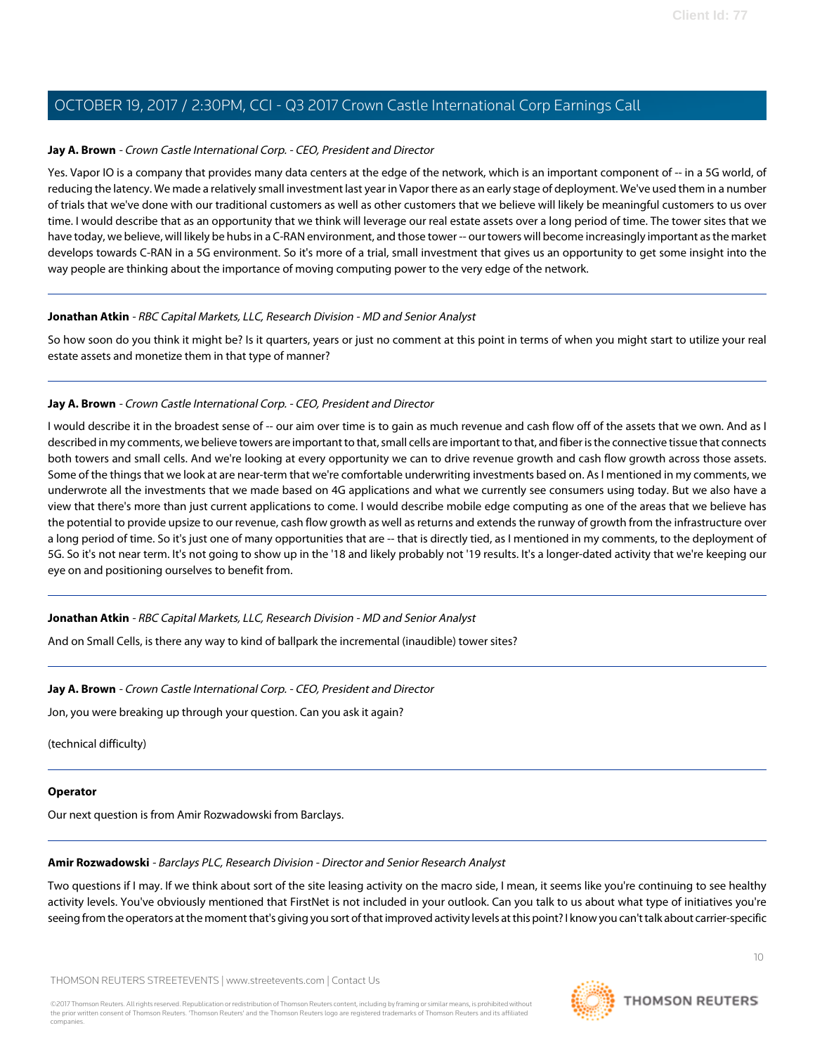**Jay A. Brown** - *Crown Castle International Corp. - CEO, President and Director*

Yes. Vapor IO is a company that provides many data centers at the edge of the network, which is an important component of -- in a 5G world, of reducing the latency. We made a relatively small investment last year in Vapor there as an early stage of deployment. We've used them in a number of trials that we've done with our traditional customers as well as other customers that we believe will likely be meaningful customers to us over time. I would describe that as an opportunity that we think will leverage our real estate assets over a long period of time. The tower sites that we have today, we believe, will likely be hubs in a C-RAN environment, and those tower -- our towers will become increasingly important as the market develops towards C-RAN in a 5G environment. So it's more of a trial, small investment that gives us an opportunity to get some insight into the way people are thinking about the importance of moving computing power to the very edge of the network.

---

**Jonathan Atkin** - *RBC Capital Markets, LLC, Research Division - MD and Senior Analyst*

So how soon do you think it might be? Is it quarters, years or just no comment at this point in terms of when you might start to utilize your real estate assets and monetize them in that type of manner?

---

**Jay A. Brown** - *Crown Castle International Corp. - CEO, President and Director*

I would describe it in the broadest sense of -- our aim over time is to gain as much revenue and cash flow off of the assets that we own. And as I described in my comments, we believe towers are important to that, small cells are important to that, and fiber is the connective tissue that connects both towers and small cells. And we're looking at every opportunity we can to drive revenue growth and cash flow growth across those assets. Some of the things that we look at are near-term that we're comfortable underwriting investments based on. As I mentioned in my comments, we underwrote all the investments that we made based on 4G applications and what we currently see consumers using today. But we also have a view that there's more than just current applications to come. I would describe mobile edge computing as one of the areas that we believe has the potential to provide upsize to our revenue, cash flow growth as well as returns and extends the runway of growth from the infrastructure over a long period of time. So it's just one of many opportunities that are -- that is directly tied, as I mentioned in my comments, to the deployment of 5G. So it's not near term. It's not going to show up in the '18 and likely probably not '19 results. It's a longer-dated activity that we're keeping our eye on and positioning ourselves to benefit from.

---

**Jonathan Atkin** - *RBC Capital Markets, LLC, Research Division - MD and Senior Analyst*

And on Small Cells, is there any way to kind of ballpark the incremental (inaudible) tower sites?

---

**Jay A. Brown** - *Crown Castle International Corp. - CEO, President and Director*

Jon, you were breaking up through your question. Can you ask it again?

(technical difficulty)

---

**Operator**

Our next question is from Amir Rozwadowski from Barclays.

---

**Amir Rozwadowski** - *Barclays PLC, Research Division - Director and Senior Research Analyst*

Two questions if I may. If we think about sort of the site leasing activity on the macro side, I mean, it seems like you're continuing to see healthy activity levels. You've obviously mentioned that FirstNet is not included in your outlook. Can you talk to us about what type of initiatives you're seeing from the operators at the moment that's giving you sort of that improved activity levels at this point? I know you can't talk about carrier-specific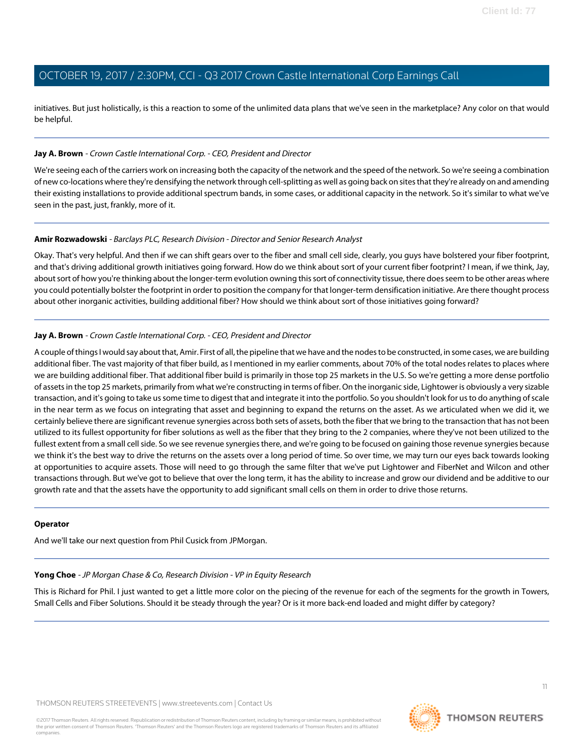initiatives. But just holistically, is this a reaction to some of the unlimited data plans that we've seen in the marketplace? Any color on that would be helpful.

---

**Jay A. Brown** - *Crown Castle International Corp. - CEO, President and Director*

We're seeing each of the carriers work on increasing both the capacity of the network and the speed of the network. So we're seeing a combination of new co-locations where they're densifying the network through cell-splitting as well as going back on sites that they're already on and amending their existing installations to provide additional spectrum bands, in some cases, or additional capacity in the network. So it's similar to what we've seen in the past, just, frankly, more of it.

---

**Amir Rozwadowski** - *Barclays PLC, Research Division - Director and Senior Research Analyst*

Okay. That's very helpful. And then if we can shift gears over to the fiber and small cell side, clearly, you guys have bolstered your fiber footprint, and that's driving additional growth initiatives going forward. How do we think about sort of your current fiber footprint? I mean, if we think, Jay, about sort of how you're thinking about the longer-term evolution owning this sort of connectivity tissue, there does seem to be other areas where you could potentially bolster the footprint in order to position the company for that longer-term densification initiative. Are there thought process about other inorganic activities, building additional fiber? How should we think about sort of those initiatives going forward?

---

**Jay A. Brown** - *Crown Castle International Corp. - CEO, President and Director*

A couple of things I would say about that, Amir. First of all, the pipeline that we have and the nodes to be constructed, in some cases, we are building additional fiber. The vast majority of that fiber build, as I mentioned in my earlier comments, about 70% of the total nodes relates to places where we are building additional fiber. That additional fiber build is primarily in those top 25 markets in the U.S. So we're getting a more dense portfolio of assets in the top 25 markets, primarily from what we're constructing in terms of fiber. On the inorganic side, Lightower is obviously a very sizable transaction, and it's going to take us some time to digest that and integrate it into the portfolio. So you shouldn't look for us to do anything of scale in the near term as we focus on integrating that asset and beginning to expand the returns on the asset. As we articulated when we did it, we certainly believe there are significant revenue synergies across both sets of assets, both the fiber that we bring to the transaction that has not been utilized to its fullest opportunity for fiber solutions as well as the fiber that they bring to the 2 companies, where they've not been utilized to the fullest extent from a small cell side. So we see revenue synergies there, and we're going to be focused on gaining those revenue synergies because we think it's the best way to drive the returns on the assets over a long period of time. So over time, we may turn our eyes back towards looking at opportunities to acquire assets. Those will need to go through the same filter that we've put Lightower and FiberNet and Wilcon and other transactions through. But we've got to believe that over the long term, it has the ability to increase and grow our dividend and be additive to our growth rate and that the assets have the opportunity to add significant small cells on them in order to drive those returns.

---

**Operator**

And we'll take our next question from Phil Cusick from JPMorgan.

---

**Yong Choe** - *JP Morgan Chase & Co, Research Division - VP in Equity Research*

This is Richard for Phil. I just wanted to get a little more color on the piecing of the revenue for each of the segments for the growth in Towers, Small Cells and Fiber Solutions. Should it be steady through the year? Or is it more back-end loaded and might differ by category?

---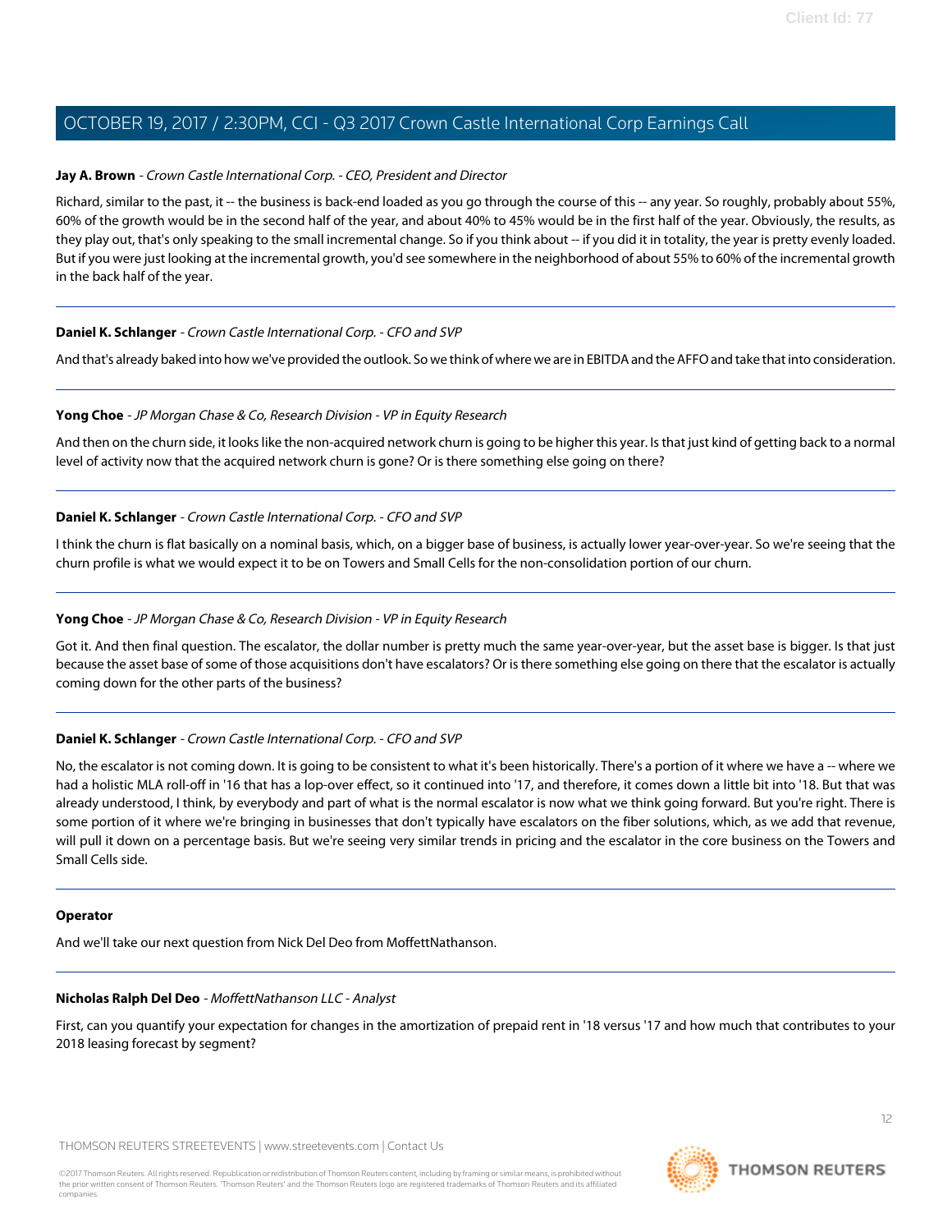**Jay A. Brown** - *Crown Castle International Corp. - CEO, President and Director*

Richard, similar to the past, it -- the business is back-end loaded as you go through the course of this -- any year. So roughly, probably about 55%, 60% of the growth would be in the second half of the year, and about 40% to 45% would be in the first half of the year. Obviously, the results, as they play out, that's only speaking to the small incremental change. So if you think about -- if you did it in totality, the year is pretty evenly loaded. But if you were just looking at the incremental growth, you'd see somewhere in the neighborhood of about 55% to 60% of the incremental growth in the back half of the year.

---

**Daniel K. Schlanger** - *Crown Castle International Corp. - CFO and SVP*

And that's already baked into how we've provided the outlook. So we think of where we are in EBITDA and the AFFO and take that into consideration.

---

**Yong Choe** - *JP Morgan Chase & Co, Research Division - VP in Equity Research*

And then on the churn side, it looks like the non-acquired network churn is going to be higher this year. Is that just kind of getting back to a normal level of activity now that the acquired network churn is gone? Or is there something else going on there?

---

**Daniel K. Schlanger** - *Crown Castle International Corp. - CFO and SVP*

I think the churn is flat basically on a nominal basis, which, on a bigger base of business, is actually lower year-over-year. So we're seeing that the churn profile is what we would expect it to be on Towers and Small Cells for the non-consolidation portion of our churn.

---

**Yong Choe** - *JP Morgan Chase & Co, Research Division - VP in Equity Research*

Got it. And then final question. The escalator, the dollar number is pretty much the same year-over-year, but the asset base is bigger. Is that just because the asset base of some of those acquisitions don't have escalators? Or is there something else going on there that the escalator is actually coming down for the other parts of the business?

---

**Daniel K. Schlanger** - *Crown Castle International Corp. - CFO and SVP*

No, the escalator is not coming down. It is going to be consistent to what it's been historically. There's a portion of it where we have a -- where we had a holistic MLA roll-off in '16 that has a lop-over effect, so it continued into '17, and therefore, it comes down a little bit into '18. But that was already understood, I think, by everybody and part of what is the normal escalator is now what we think going forward. But you're right. There is some portion of it where we're bringing in businesses that don't typically have escalators on the fiber solutions, which, as we add that revenue, will pull it down on a percentage basis. But we're seeing very similar trends in pricing and the escalator in the core business on the Towers and Small Cells side.

---

**Operator**

And we'll take our next question from Nick Del Deo from MoffettNathanson.

---

**Nicholas Ralph Del Deo** - *MoffettNathanson LLC - Analyst*

First, can you quantify your expectation for changes in the amortization of prepaid rent in '18 versus '17 and how much that contributes to your 2018 leasing forecast by segment?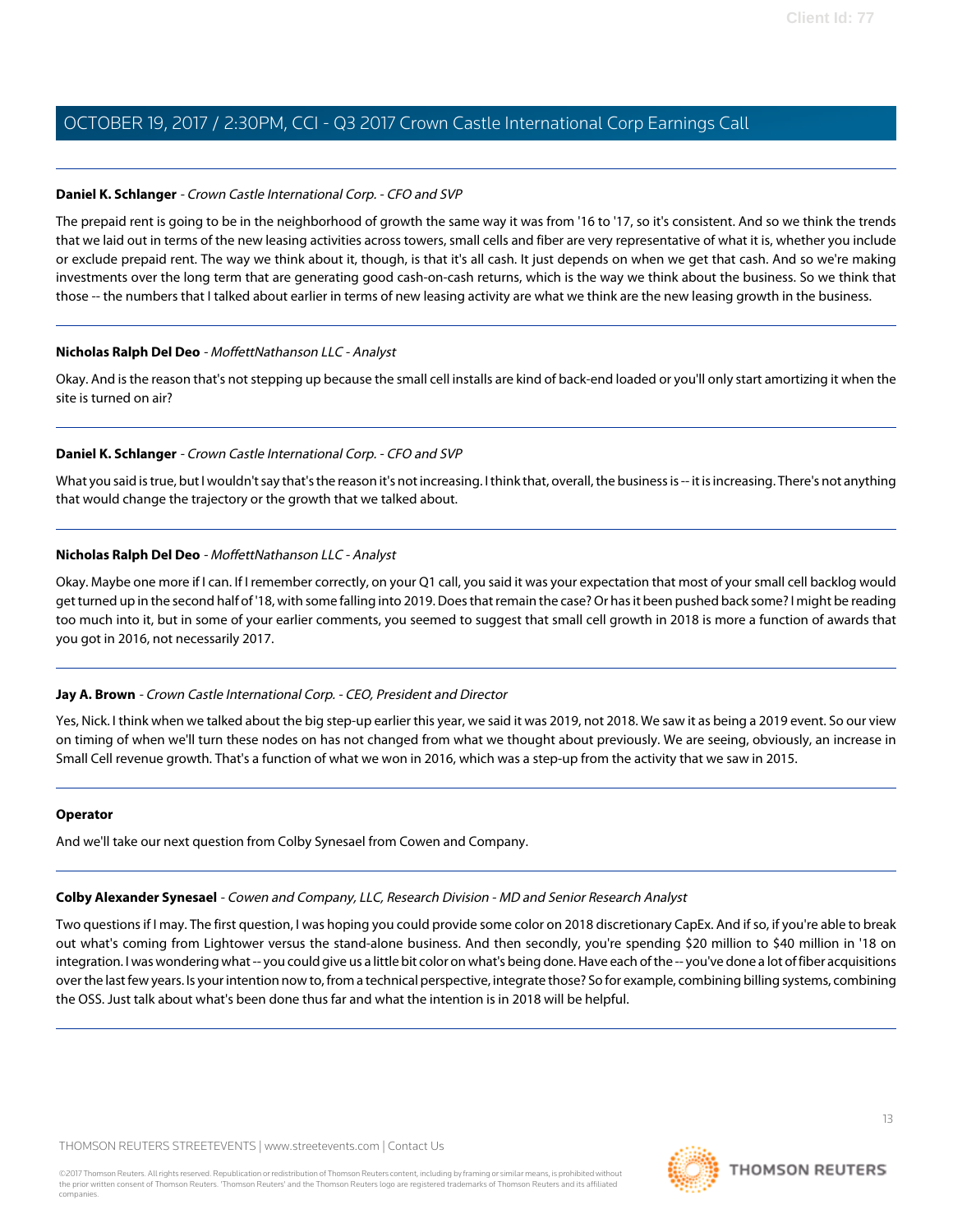**Daniel K. Schlanger** - *Crown Castle International Corp. - CFO and SVP*

The prepaid rent is going to be in the neighborhood of growth the same way it was from '16 to '17, so it's consistent. And so we think the trends that we laid out in terms of the new leasing activities across towers, small cells and fiber are very representative of what it is, whether you include or exclude prepaid rent. The way we think about it, though, is that it's all cash. It just depends on when we get that cash. And so we're making investments over the long term that are generating good cash-on-cash returns, which is the way we think about the business. So we think that those -- the numbers that I talked about earlier in terms of new leasing activity are what we think are the new leasing growth in the business.

**Nicholas Ralph Del Deo** - *MoffettNathanson LLC - Analyst*

Okay. And is the reason that's not stepping up because the small cell installs are kind of back-end loaded or you'll only start amortizing it when the site is turned on air?

**Daniel K. Schlanger** - *Crown Castle International Corp. - CFO and SVP*

What you said is true, but I wouldn't say that's the reason it's not increasing. I think that, overall, the business is -- it is increasing. There's not anything that would change the trajectory or the growth that we talked about.

**Nicholas Ralph Del Deo** - *MoffettNathanson LLC - Analyst*

Okay. Maybe one more if I can. If I remember correctly, on your Q1 call, you said it was your expectation that most of your small cell backlog would get turned up in the second half of '18, with some falling into 2019. Does that remain the case? Or has it been pushed back some? I might be reading too much into it, but in some of your earlier comments, you seemed to suggest that small cell growth in 2018 is more a function of awards that you got in 2016, not necessarily 2017.

**Jay A. Brown** - *Crown Castle International Corp. - CEO, President and Director*

Yes, Nick. I think when we talked about the big step-up earlier this year, we said it was 2019, not 2018. We saw it as being a 2019 event. So our view on timing of when we'll turn these nodes on has not changed from what we thought about previously. We are seeing, obviously, an increase in Small Cell revenue growth. That's a function of what we won in 2016, which was a step-up from the activity that we saw in 2015.

**Operator**

And we'll take our next question from Colby Synesael from Cowen and Company.

**Colby Alexander Synesael** - *Cowen and Company, LLC, Research Division - MD and Senior Research Analyst*

Two questions if I may. The first question, I was hoping you could provide some color on 2018 discretionary CapEx. And if so, if you're able to break out what's coming from Lightower versus the stand-alone business. And then secondly, you're spending $20 million to $40 million in '18 on integration. I was wondering what -- you could give us a little bit color on what's being done. Have each of the -- you've done a lot of fiber acquisitions over the last few years. Is your intention now to, from a technical perspective, integrate those? So for example, combining billing systems, combining the OSS. Just talk about what's been done thus far and what the intention is in 2018 will be helpful.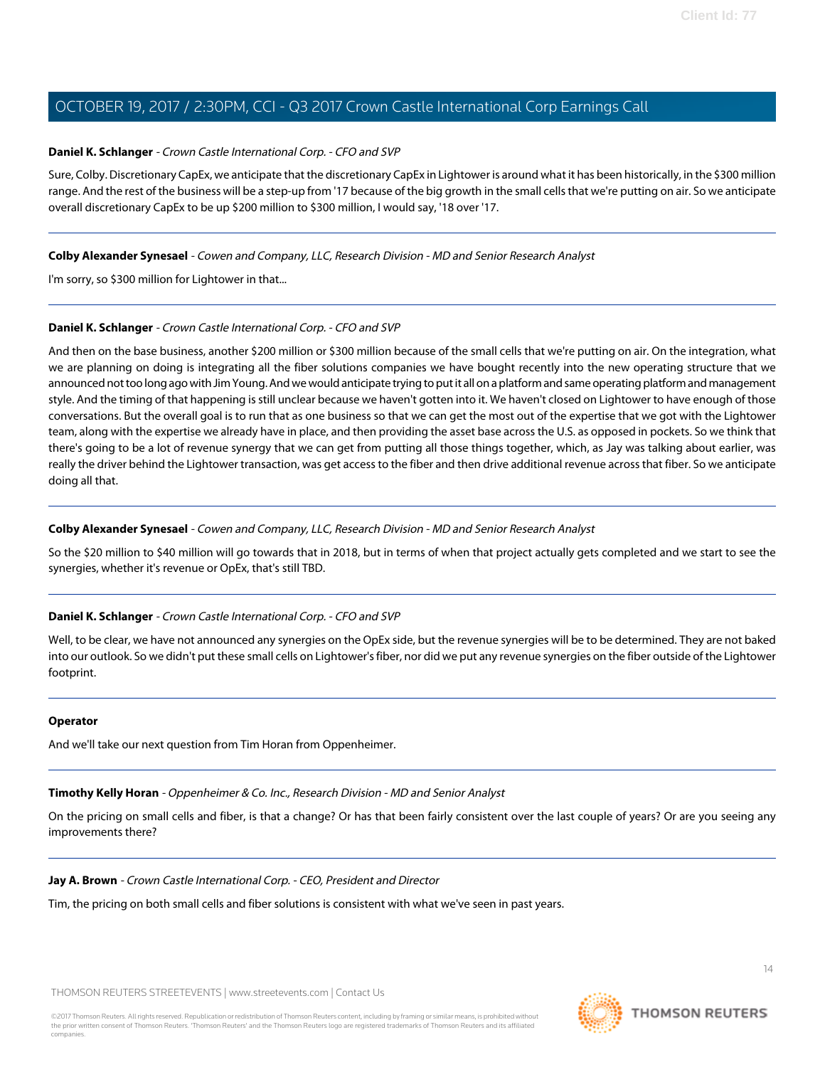**Daniel K. Schlanger** - *Crown Castle International Corp. - CFO and SVP*

Sure, Colby. Discretionary CapEx, we anticipate that the discretionary CapEx in Lightower is around what it has been historically, in the $300 million range. And the rest of the business will be a step-up from '17 because of the big growth in the small cells that we're putting on air. So we anticipate overall discretionary CapEx to be up $200 million to $300 million, I would say, '18 over '17.

---

**Colby Alexander Synesael** - *Cowen and Company, LLC, Research Division - MD and Senior Research Analyst*

I'm sorry, so $300 million for Lightower in that...

---

**Daniel K. Schlanger** - *Crown Castle International Corp. - CFO and SVP*

And then on the base business, another $200 million or $300 million because of the small cells that we're putting on air. On the integration, what we are planning on doing is integrating all the fiber solutions companies we have bought recently into the new operating structure that we announced not too long ago with Jim Young. And we would anticipate trying to put it all on a platform and same operating platform and management style. And the timing of that happening is still unclear because we haven't gotten into it. We haven't closed on Lightower to have enough of those conversations. But the overall goal is to run that as one business so that we can get the most out of the expertise that we got with the Lightower team, along with the expertise we already have in place, and then providing the asset base across the U.S. as opposed in pockets. So we think that there's going to be a lot of revenue synergy that we can get from putting all those things together, which, as Jay was talking about earlier, was really the driver behind the Lightower transaction, was get access to the fiber and then drive additional revenue across that fiber. So we anticipate doing all that.

---

**Colby Alexander Synesael** - *Cowen and Company, LLC, Research Division - MD and Senior Research Analyst*

So the $20 million to $40 million will go towards that in 2018, but in terms of when that project actually gets completed and we start to see the synergies, whether it's revenue or OpEx, that's still TBD.

---

**Daniel K. Schlanger** - *Crown Castle International Corp. - CFO and SVP*

Well, to be clear, we have not announced any synergies on the OpEx side, but the revenue synergies will be to be determined. They are not baked into our outlook. So we didn't put these small cells on Lightower's fiber, nor did we put any revenue synergies on the fiber outside of the Lightower footprint.

---

**Operator**

And we'll take our next question from Tim Horan from Oppenheimer.

---

**Timothy Kelly Horan** - *Oppenheimer & Co. Inc., Research Division - MD and Senior Analyst*

On the pricing on small cells and fiber, is that a change? Or has that been fairly consistent over the last couple of years? Or are you seeing any improvements there?

---

**Jay A. Brown** - *Crown Castle International Corp. - CEO, President and Director*

Tim, the pricing on both small cells and fiber solutions is consistent with what we've seen in past years.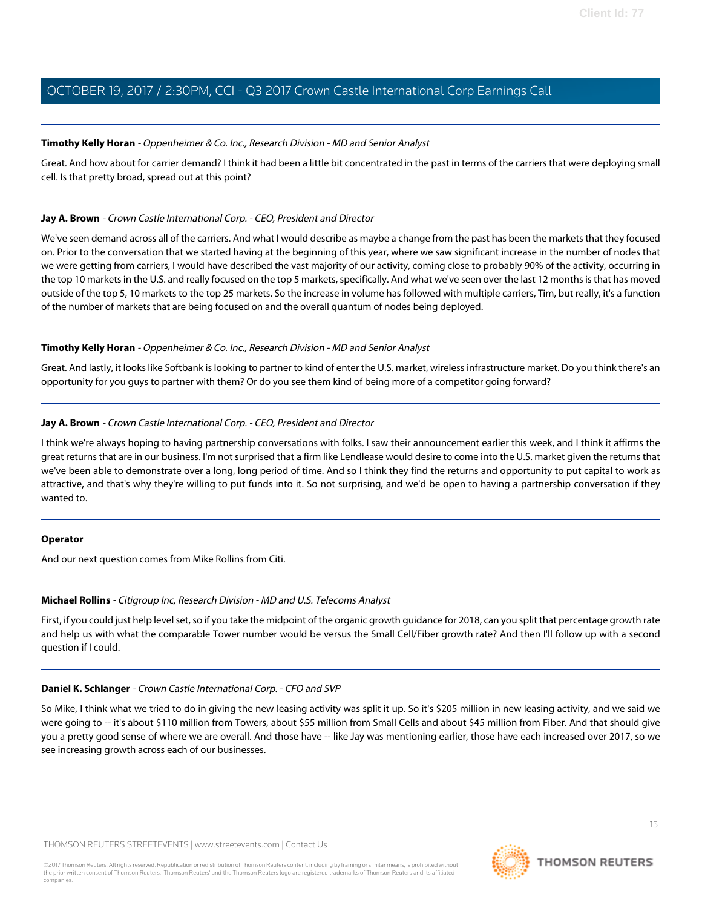**Timothy Kelly Horan** - *Oppenheimer & Co. Inc., Research Division - MD and Senior Analyst*

Great. And how about for carrier demand? I think it had been a little bit concentrated in the past in terms of the carriers that were deploying small cell. Is that pretty broad, spread out at this point?

---

**Jay A. Brown** - *Crown Castle International Corp. - CEO, President and Director*

We've seen demand across all of the carriers. And what I would describe as maybe a change from the past has been the markets that they focused on. Prior to the conversation that we started having at the beginning of this year, where we saw significant increase in the number of nodes that we were getting from carriers, I would have described the vast majority of our activity, coming close to probably 90% of the activity, occurring in the top 10 markets in the U.S. and really focused on the top 5 markets, specifically. And what we've seen over the last 12 months is that has moved outside of the top 5, 10 markets to the top 25 markets. So the increase in volume has followed with multiple carriers, Tim, but really, it's a function of the number of markets that are being focused on and the overall quantum of nodes being deployed.

---

**Timothy Kelly Horan** - *Oppenheimer & Co. Inc., Research Division - MD and Senior Analyst*

Great. And lastly, it looks like Softbank is looking to partner to kind of enter the U.S. market, wireless infrastructure market. Do you think there's an opportunity for you guys to partner with them? Or do you see them kind of being more of a competitor going forward?

---

**Jay A. Brown** - *Crown Castle International Corp. - CEO, President and Director*

I think we're always hoping to having partnership conversations with folks. I saw their announcement earlier this week, and I think it affirms the great returns that are in our business. I'm not surprised that a firm like Lendlease would desire to come into the U.S. market given the returns that we've been able to demonstrate over a long, long period of time. And so I think they find the returns and opportunity to put capital to work as attractive, and that's why they're willing to put funds into it. So not surprising, and we'd be open to having a partnership conversation if they wanted to.

---

**Operator**

And our next question comes from Mike Rollins from Citi.

---

**Michael Rollins** - *Citigroup Inc, Research Division - MD and U.S. Telecoms Analyst*

First, if you could just help level set, so if you take the midpoint of the organic growth guidance for 2018, can you split that percentage growth rate and help us with what the comparable Tower number would be versus the Small Cell/Fiber growth rate? And then I'll follow up with a second question if I could.

---

**Daniel K. Schlanger** - *Crown Castle International Corp. - CFO and SVP*

So Mike, I think what we tried to do in giving the new leasing activity was split it up. So it's $205 million in new leasing activity, and we said we were going to -- it's about $110 million from Towers, about $55 million from Small Cells and about $45 million from Fiber. And that should give you a pretty good sense of where we are overall. And those have -- like Jay was mentioning earlier, those have each increased over 2017, so we see increasing growth across each of our businesses.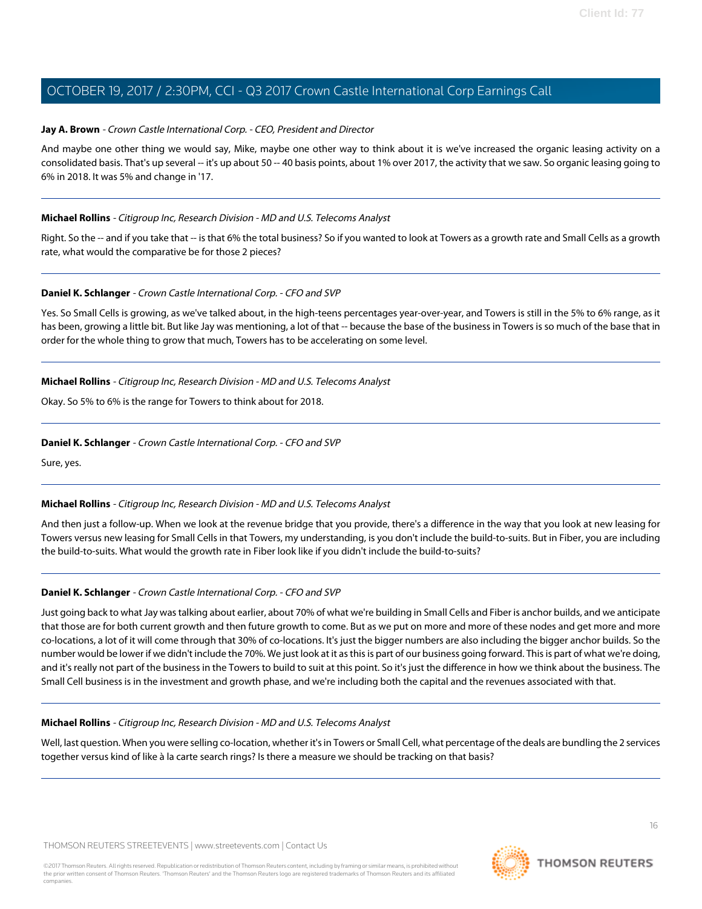**Jay A. Brown** - *Crown Castle International Corp. - CEO, President and Director*

And maybe one other thing we would say, Mike, maybe one other way to think about it is we've increased the organic leasing activity on a consolidated basis. That's up several -- it's up about 50 -- 40 basis points, about 1% over 2017, the activity that we saw. So organic leasing going to 6% in 2018. It was 5% and change in '17.

---

**Michael Rollins** - *Citigroup Inc, Research Division - MD and U.S. Telecoms Analyst*

Right. So the -- and if you take that -- is that 6% the total business? So if you wanted to look at Towers as a growth rate and Small Cells as a growth rate, what would the comparative be for those 2 pieces?

---

**Daniel K. Schlanger** - *Crown Castle International Corp. - CFO and SVP*

Yes. So Small Cells is growing, as we've talked about, in the high-teens percentages year-over-year, and Towers is still in the 5% to 6% range, as it has been, growing a little bit. But like Jay was mentioning, a lot of that -- because the base of the business in Towers is so much of the base that in order for the whole thing to grow that much, Towers has to be accelerating on some level.

---

**Michael Rollins** - *Citigroup Inc, Research Division - MD and U.S. Telecoms Analyst*

Okay. So 5% to 6% is the range for Towers to think about for 2018.

---

**Daniel K. Schlanger** - *Crown Castle International Corp. - CFO and SVP*

Sure, yes.

---

**Michael Rollins** - *Citigroup Inc, Research Division - MD and U.S. Telecoms Analyst*

And then just a follow-up. When we look at the revenue bridge that you provide, there's a difference in the way that you look at new leasing for Towers versus new leasing for Small Cells in that Towers, my understanding, is you don't include the build-to-suits. But in Fiber, you are including the build-to-suits. What would the growth rate in Fiber look like if you didn't include the build-to-suits?

---

**Daniel K. Schlanger** - *Crown Castle International Corp. - CFO and SVP*

Just going back to what Jay was talking about earlier, about 70% of what we're building in Small Cells and Fiber is anchor builds, and we anticipate that those are for both current growth and then future growth to come. But as we put on more and more of these nodes and get more and more co-locations, a lot of it will come through that 30% of co-locations. It's just the bigger numbers are also including the bigger anchor builds. So the number would be lower if we didn't include the 70%. We just look at it as this is part of our business going forward. This is part of what we're doing, and it's really not part of the business in the Towers to build to suit at this point. So it's just the difference in how we think about the business. The Small Cell business is in the investment and growth phase, and we're including both the capital and the revenues associated with that.

---

**Michael Rollins** - *Citigroup Inc, Research Division - MD and U.S. Telecoms Analyst*

Well, last question. When you were selling co-location, whether it's in Towers or Small Cell, what percentage of the deals are bundling the 2 services together versus kind of like à la carte search rings? Is there a measure we should be tracking on that basis?

---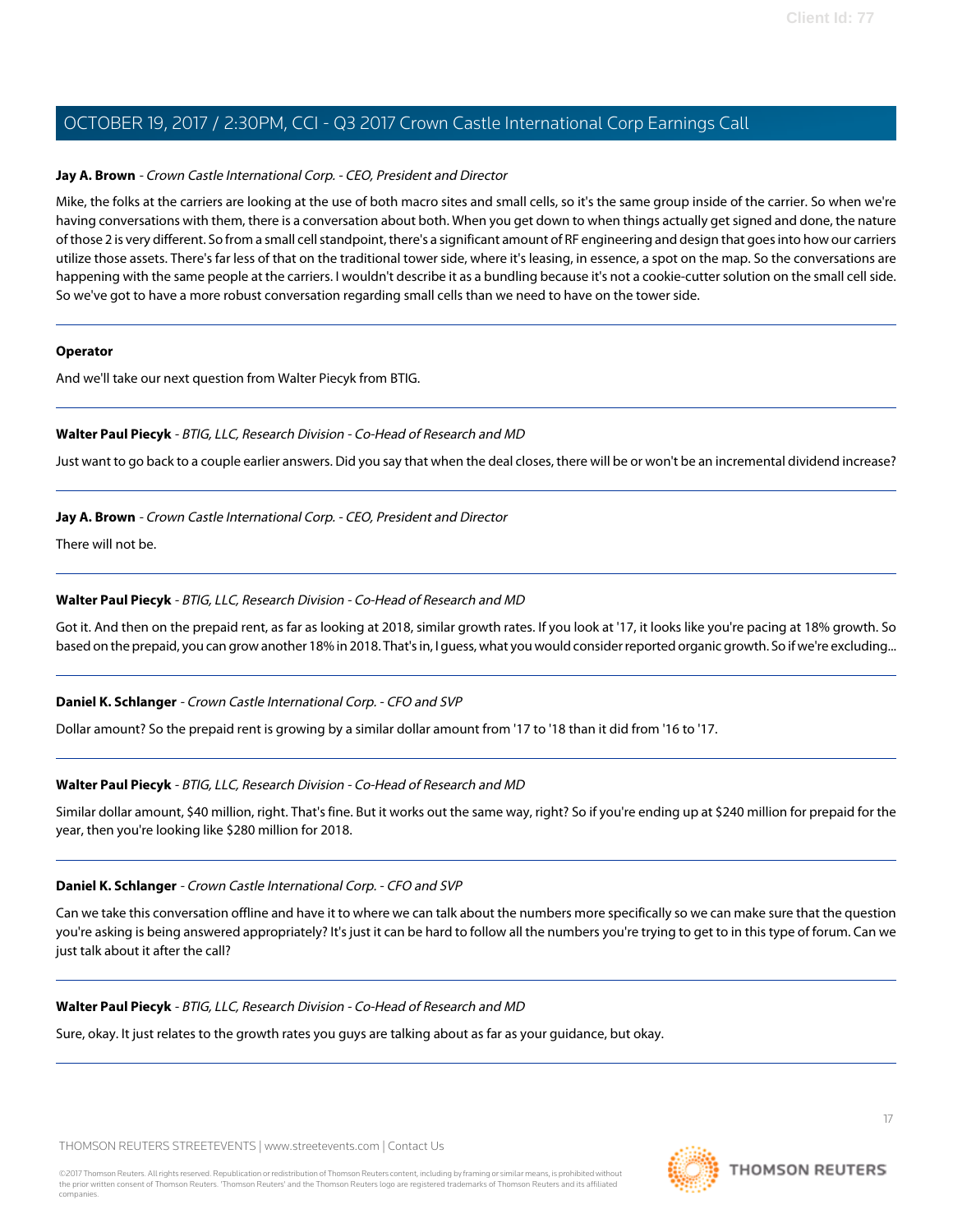**Jay A. Brown** - *Crown Castle International Corp. - CEO, President and Director*

Mike, the folks at the carriers are looking at the use of both macro sites and small cells, so it's the same group inside of the carrier. So when we're having conversations with them, there is a conversation about both. When you get down to when things actually get signed and done, the nature of those 2 is very different. So from a small cell standpoint, there's a significant amount of RF engineering and design that goes into how our carriers utilize those assets. There's far less of that on the traditional tower side, where it's leasing, in essence, a spot on the map. So the conversations are happening with the same people at the carriers. I wouldn't describe it as a bundling because it's not a cookie-cutter solution on the small cell side. So we've got to have a more robust conversation regarding small cells than we need to have on the tower side.

---

**Operator**

And we'll take our next question from Walter Piecyk from BTIG.

---

**Walter Paul Piecyk** - *BTIG, LLC, Research Division - Co-Head of Research and MD*

Just want to go back to a couple earlier answers. Did you say that when the deal closes, there will be or won't be an incremental dividend increase?

---

**Jay A. Brown** - *Crown Castle International Corp. - CEO, President and Director*

There will not be.

---

**Walter Paul Piecyk** - *BTIG, LLC, Research Division - Co-Head of Research and MD*

Got it. And then on the prepaid rent, as far as looking at 2018, similar growth rates. If you look at '17, it looks like you're pacing at 18% growth. So based on the prepaid, you can grow another 18% in 2018. That's in, I guess, what you would consider reported organic growth. So if we're excluding...

---

**Daniel K. Schlanger** - *Crown Castle International Corp. - CFO and SVP*

Dollar amount? So the prepaid rent is growing by a similar dollar amount from '17 to '18 than it did from '16 to '17.

---

**Walter Paul Piecyk** - *BTIG, LLC, Research Division - Co-Head of Research and MD*

Similar dollar amount, $40 million, right. That's fine. But it works out the same way, right? So if you're ending up at $240 million for prepaid for the year, then you're looking like $280 million for 2018.

---

**Daniel K. Schlanger** - *Crown Castle International Corp. - CFO and SVP*

Can we take this conversation offline and have it to where we can talk about the numbers more specifically so we can make sure that the question you're asking is being answered appropriately? It's just it can be hard to follow all the numbers you're trying to get to in this type of forum. Can we just talk about it after the call?

---

**Walter Paul Piecyk** - *BTIG, LLC, Research Division - Co-Head of Research and MD*

Sure, okay. It just relates to the growth rates you guys are talking about as far as your guidance, but okay.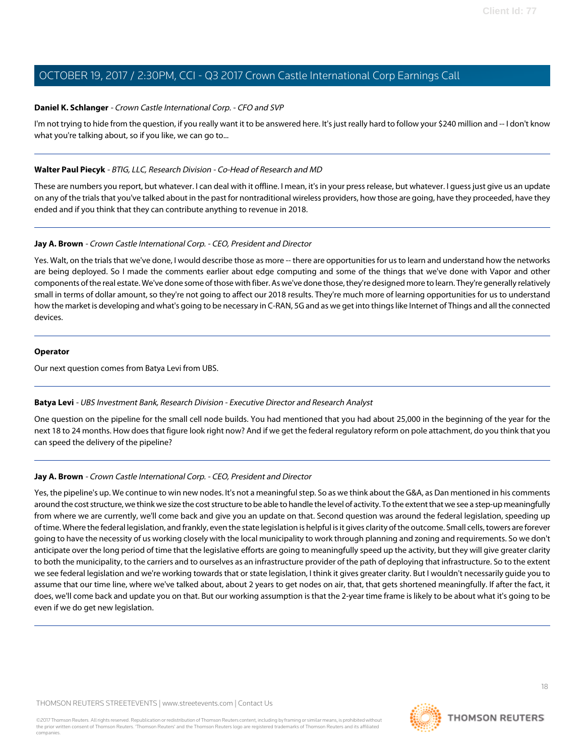**Daniel K. Schlanger** - *Crown Castle International Corp. - CFO and SVP*

I'm not trying to hide from the question, if you really want it to be answered here. It's just really hard to follow your $240 million and -- I don't know what you're talking about, so if you like, we can go to...

---

**Walter Paul Piecyk** - *BTIG, LLC, Research Division - Co-Head of Research and MD*

These are numbers you report, but whatever. I can deal with it offline. I mean, it's in your press release, but whatever. I guess just give us an update on any of the trials that you've talked about in the past for nontraditional wireless providers, how those are going, have they proceeded, have they ended and if you think that they can contribute anything to revenue in 2018.

---

**Jay A. Brown** - *Crown Castle International Corp. - CEO, President and Director*

Yes. Walt, on the trials that we've done, I would describe those as more -- there are opportunities for us to learn and understand how the networks are being deployed. So I made the comments earlier about edge computing and some of the things that we've done with Vapor and other components of the real estate. We've done some of those with fiber. As we've done those, they're designed more to learn. They're generally relatively small in terms of dollar amount, so they're not going to affect our 2018 results. They're much more of learning opportunities for us to understand how the market is developing and what's going to be necessary in C-RAN, 5G and as we get into things like Internet of Things and all the connected devices.

---

**Operator**

Our next question comes from Batya Levi from UBS.

---

**Batya Levi** - *UBS Investment Bank, Research Division - Executive Director and Research Analyst*

One question on the pipeline for the small cell node builds. You had mentioned that you had about 25,000 in the beginning of the year for the next 18 to 24 months. How does that figure look right now? And if we get the federal regulatory reform on pole attachment, do you think that you can speed the delivery of the pipeline?

---

**Jay A. Brown** - *Crown Castle International Corp. - CEO, President and Director*

Yes, the pipeline's up. We continue to win new nodes. It's not a meaningful step. So as we think about the G&A, as Dan mentioned in his comments around the cost structure, we think we size the cost structure to be able to handle the level of activity. To the extent that we see a step-up meaningfully from where we are currently, we'll come back and give you an update on that. Second question was around the federal legislation, speeding up of time. Where the federal legislation, and frankly, even the state legislation is helpful is it gives clarity of the outcome. Small cells, towers are forever going to have the necessity of us working closely with the local municipality to work through planning and zoning and requirements. So we don't anticipate over the long period of time that the legislative efforts are going to meaningfully speed up the activity, but they will give greater clarity to both the municipality, to the carriers and to ourselves as an infrastructure provider of the path of deploying that infrastructure. So to the extent we see federal legislation and we're working towards that or state legislation, I think it gives greater clarity. But I wouldn't necessarily guide you to assume that our time line, where we've talked about, about 2 years to get nodes on air, that, that gets shortened meaningfully. If after the fact, it does, we'll come back and update you on that. But our working assumption is that the 2-year time frame is likely to be about what it's going to be even if we do get new legislation.

---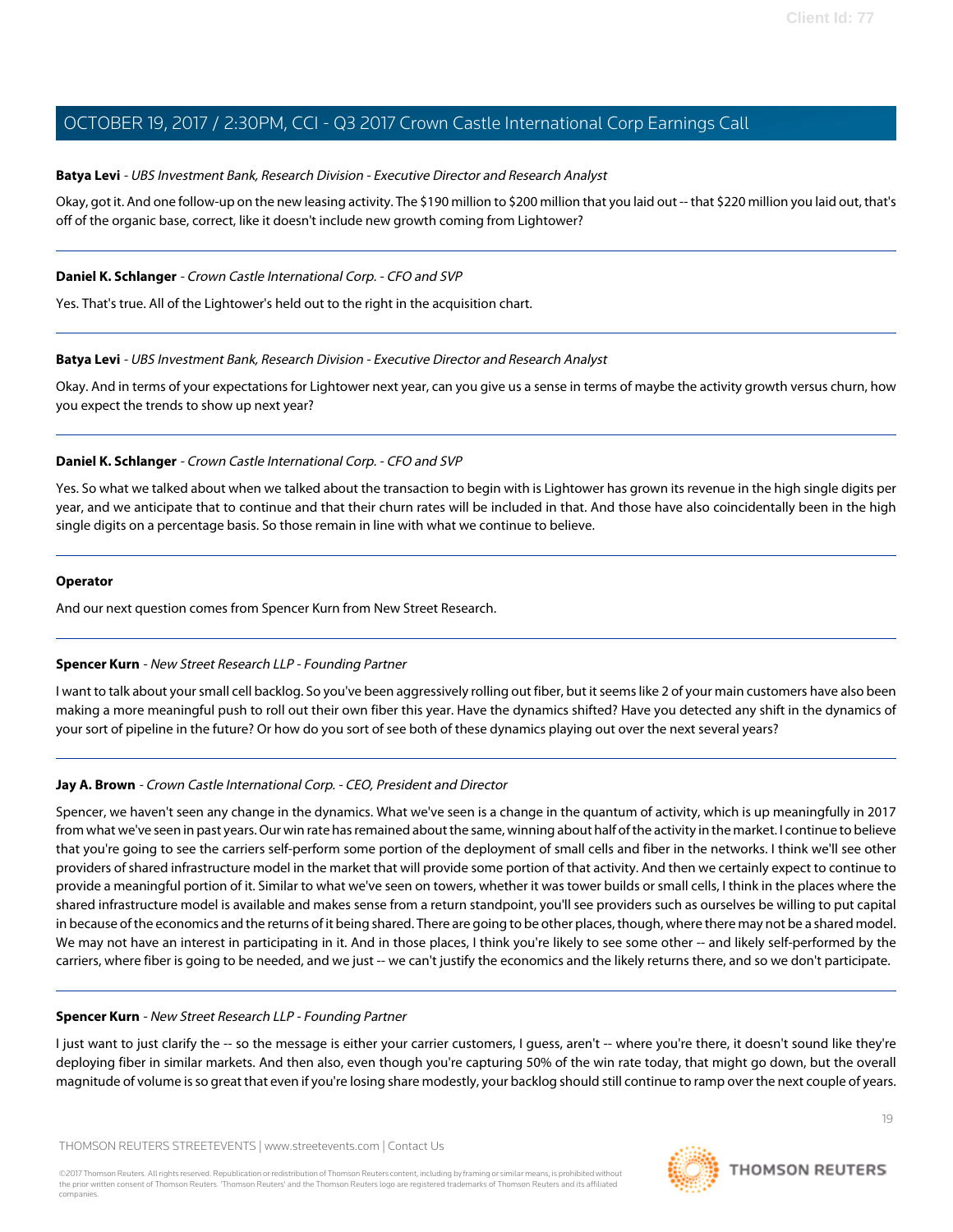**Batya Levi** - *UBS Investment Bank, Research Division - Executive Director and Research Analyst*

Okay, got it. And one follow-up on the new leasing activity. The $190 million to $200 million that you laid out -- that $220 million you laid out, that's off of the organic base, correct, like it doesn't include new growth coming from Lightower?

---

**Daniel K. Schlanger** - *Crown Castle International Corp. - CFO and SVP*

Yes. That's true. All of the Lightower's held out to the right in the acquisition chart.

---

**Batya Levi** - *UBS Investment Bank, Research Division - Executive Director and Research Analyst*

Okay. And in terms of your expectations for Lightower next year, can you give us a sense in terms of maybe the activity growth versus churn, how you expect the trends to show up next year?

---

**Daniel K. Schlanger** - *Crown Castle International Corp. - CFO and SVP*

Yes. So what we talked about when we talked about the transaction to begin with is Lightower has grown its revenue in the high single digits per year, and we anticipate that to continue and that their churn rates will be included in that. And those have also coincidentally been in the high single digits on a percentage basis. So those remain in line with what we continue to believe.

---

**Operator**

And our next question comes from Spencer Kurn from New Street Research.

---

**Spencer Kurn** - *New Street Research LLP - Founding Partner*

I want to talk about your small cell backlog. So you've been aggressively rolling out fiber, but it seems like 2 of your main customers have also been making a more meaningful push to roll out their own fiber this year. Have the dynamics shifted? Have you detected any shift in the dynamics of your sort of pipeline in the future? Or how do you sort of see both of these dynamics playing out over the next several years?

---

**Jay A. Brown** - *Crown Castle International Corp. - CEO, President and Director*

Spencer, we haven't seen any change in the dynamics. What we've seen is a change in the quantum of activity, which is up meaningfully in 2017 from what we've seen in past years. Our win rate has remained about the same, winning about half of the activity in the market. I continue to believe that you're going to see the carriers self-perform some portion of the deployment of small cells and fiber in the networks. I think we'll see other providers of shared infrastructure model in the market that will provide some portion of that activity. And then we certainly expect to continue to provide a meaningful portion of it. Similar to what we've seen on towers, whether it was tower builds or small cells, I think in the places where the shared infrastructure model is available and makes sense from a return standpoint, you'll see providers such as ourselves be willing to put capital in because of the economics and the returns of it being shared. There are going to be other places, though, where there may not be a shared model. We may not have an interest in participating in it. And in those places, I think you're likely to see some other -- and likely self-performed by the carriers, where fiber is going to be needed, and we just -- we can't justify the economics and the likely returns there, and so we don't participate.

---

**Spencer Kurn** - *New Street Research LLP - Founding Partner*

I just want to just clarify the -- so the message is either your carrier customers, I guess, aren't -- where you're there, it doesn't sound like they're deploying fiber in similar markets. And then also, even though you're capturing 50% of the win rate today, that might go down, but the overall magnitude of volume is so great that even if you're losing share modestly, your backlog should still continue to ramp over the next couple of years.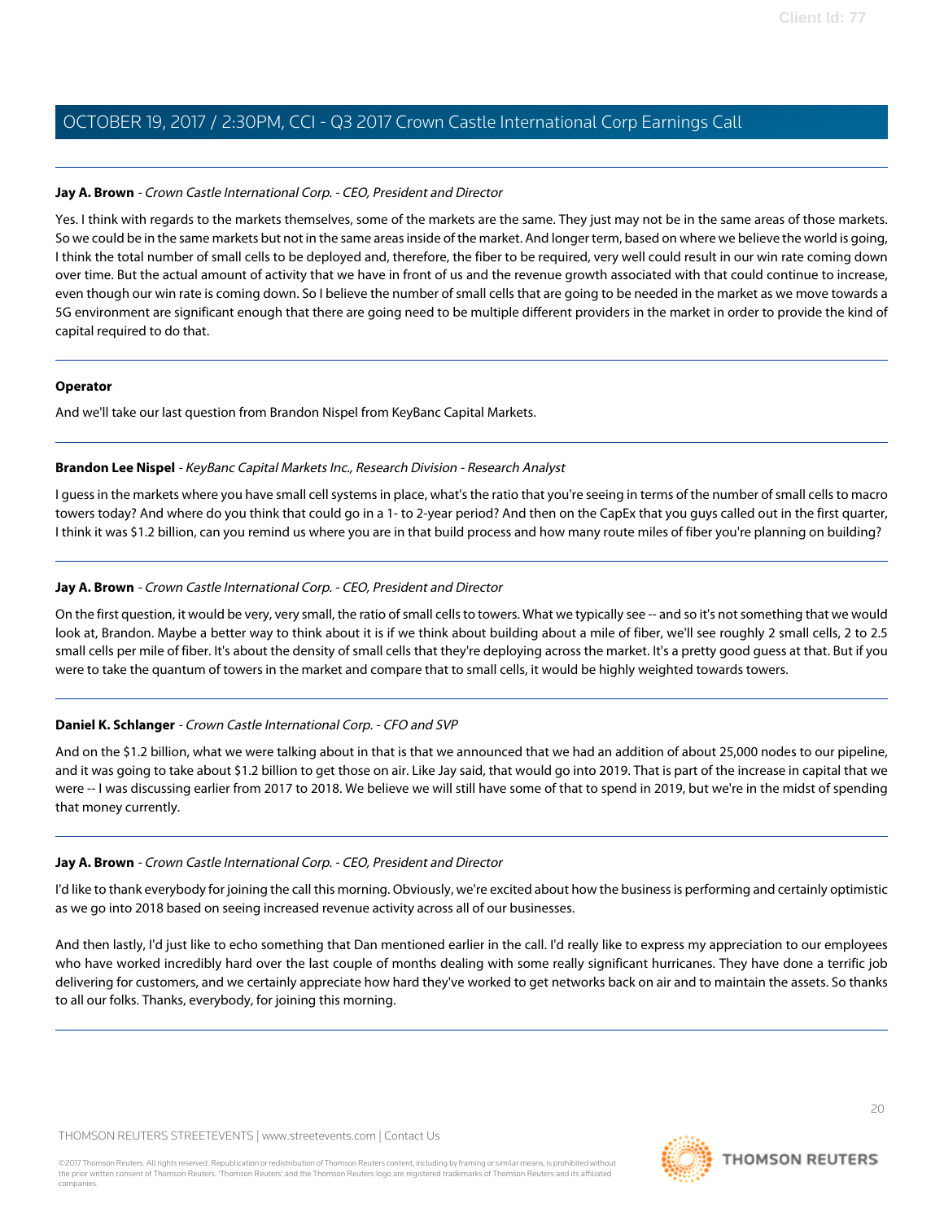**Jay A. Brown** - *Crown Castle International Corp. - CEO, President and Director*

Yes. I think with regards to the markets themselves, some of the markets are the same. They just may not be in the same areas of those markets. So we could be in the same markets but not in the same areas inside of the market. And longer term, based on where we believe the world is going, I think the total number of small cells to be deployed and, therefore, the fiber to be required, very well could result in our win rate coming down over time. But the actual amount of activity that we have in front of us and the revenue growth associated with that could continue to increase, even though our win rate is coming down. So I believe the number of small cells that are going to be needed in the market as we move towards a 5G environment are significant enough that there are going need to be multiple different providers in the market in order to provide the kind of capital required to do that.

---

**Operator**

And we'll take our last question from Brandon Nispel from KeyBanc Capital Markets.

---

**Brandon Lee Nispel** - *KeyBanc Capital Markets Inc., Research Division - Research Analyst*

I guess in the markets where you have small cell systems in place, what's the ratio that you're seeing in terms of the number of small cells to macro towers today? And where do you think that could go in a 1- to 2-year period? And then on the CapEx that you guys called out in the first quarter, I think it was $1.2 billion, can you remind us where you are in that build process and how many route miles of fiber you're planning on building?

---

**Jay A. Brown** - *Crown Castle International Corp. - CEO, President and Director*

On the first question, it would be very, very small, the ratio of small cells to towers. What we typically see -- and so it's not something that we would look at, Brandon. Maybe a better way to think about it is if we think about building about a mile of fiber, we'll see roughly 2 small cells, 2 to 2.5 small cells per mile of fiber. It's about the density of small cells that they're deploying across the market. It's a pretty good guess at that. But if you were to take the quantum of towers in the market and compare that to small cells, it would be highly weighted towards towers.

---

**Daniel K. Schlanger** - *Crown Castle International Corp. - CFO and SVP*

And on the $1.2 billion, what we were talking about in that is that we announced that we had an addition of about 25,000 nodes to our pipeline, and it was going to take about $1.2 billion to get those on air. Like Jay said, that would go into 2019. That is part of the increase in capital that we were -- I was discussing earlier from 2017 to 2018. We believe we will still have some of that to spend in 2019, but we're in the midst of spending that money currently.

---

**Jay A. Brown** - *Crown Castle International Corp. - CEO, President and Director*

I'd like to thank everybody for joining the call this morning. Obviously, we're excited about how the business is performing and certainly optimistic as we go into 2018 based on seeing increased revenue activity across all of our businesses.

And then lastly, I'd just like to echo something that Dan mentioned earlier in the call. I'd really like to express my appreciation to our employees who have worked incredibly hard over the last couple of months dealing with some really significant hurricanes. They have done a terrific job delivering for customers, and we certainly appreciate how hard they've worked to get networks back on air and to maintain the assets. So thanks to all our folks. Thanks, everybody, for joining this morning.

---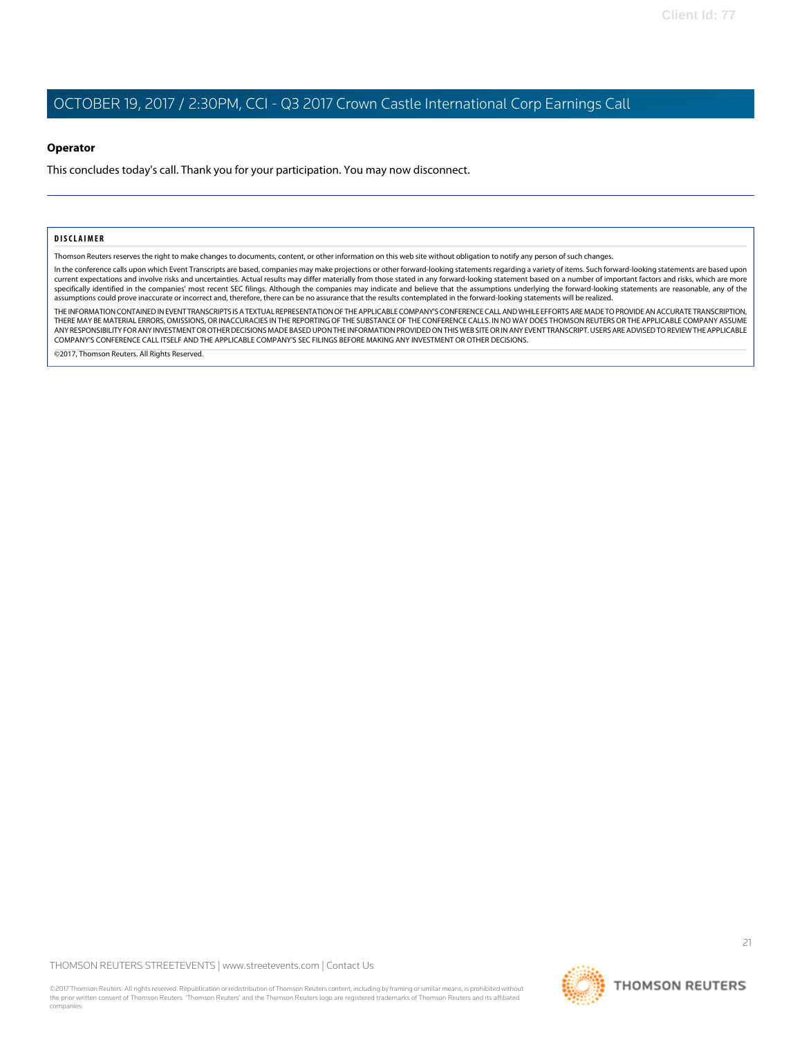**Operator**

This concludes today's call. Thank you for your participation. You may now disconnect.

---

**DISCLAIMER**

Thomson Reuters reserves the right to make changes to documents, content, or other information on this web site without obligation to notify any person of such changes.

In the conference calls upon which Event Transcripts are based, companies may make projections or other forward-looking statements regarding a variety of items. Such forward-looking statements are based upon current expectations and involve risks and uncertainties. Actual results may differ materially from those stated in any forward-looking statement based on a number of important factors and risks, which are more specifically identified in the companies' most recent SEC filings. Although the companies may indicate and believe that the assumptions underlying the forward-looking statements are reasonable, any of the assumptions could prove inaccurate or incorrect and, therefore, there can be no assurance that the results contemplated in the forward-looking statements will be realized.

THE INFORMATION CONTAINED IN EVENT TRANSCRIPTS IS A TEXTUAL REPRESENTATION OF THE APPLICABLE COMPANY'S CONFERENCE CALL AND WHILE EFFORTS ARE MADE TO PROVIDE AN ACCURATE TRANSCRIPTION, THERE MAY BE MATERIAL ERRORS, OMISSIONS, OR INACCURACIES IN THE REPORTING OF THE SUBSTANCE OF THE CONFERENCE CALLS. IN NO WAY DOES THOMSON REUTERS OR THE APPLICABLE COMPANY ASSUME ANY RESPONSIBILITY FOR ANY INVESTMENT OR OTHER DECISIONS MADE BASED UPON THE INFORMATION PROVIDED ON THIS WEB SITE OR IN ANY EVENT TRANSCRIPT. USERS ARE ADVISED TO REVIEW THE APPLICABLE COMPANY'S CONFERENCE CALL ITSELF AND THE APPLICABLE COMPANY'S SEC FILINGS BEFORE MAKING ANY INVESTMENT OR OTHER DECISIONS.

©2017, Thomson Reuters. All Rights Reserved.